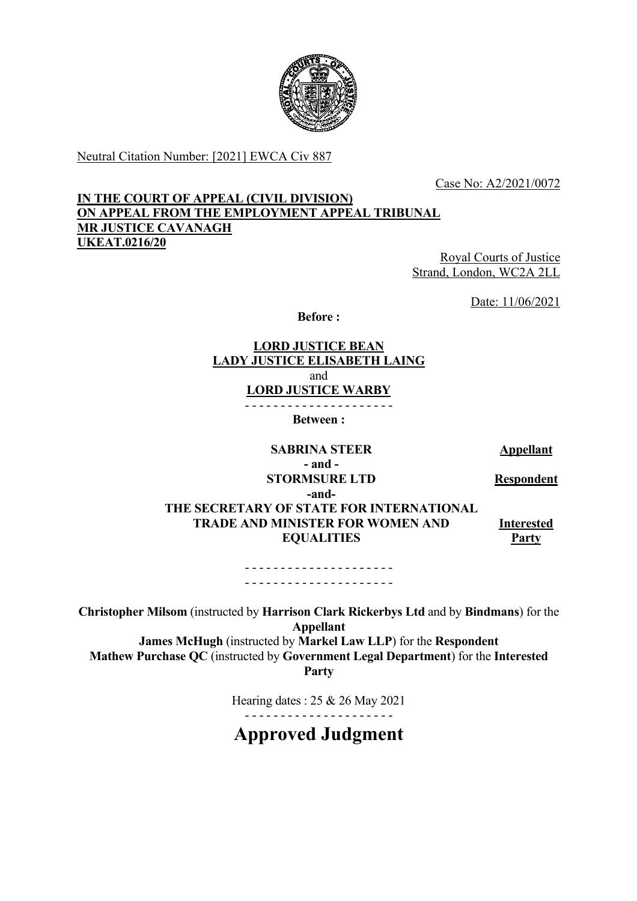Neutral Citation Number: [2021] EWCA Civ 887

Case No: A2/2021/0072

**IN THE COURT OF APPEAL (CIVIL DIVISION)**
**ON APPEAL FROM THE EMPLOYMENT APPEAL TRIBUNAL**
**MR JUSTICE CAVANAGH**
**UKEAT.0216/20**

Royal Courts of Justice
Strand, London, WC2A 2LL

Date: 11/06/2021

**Before :**

**LORD JUSTICE BEAN**
**LADY JUSTICE ELISABETH LAING**
and
**LORD JUSTICE WARBY**

- - - - - - - - - - - - - - - - - - - - -

**Between :**

| | |
|---|---|
| **SABRINA STEER** | **Appellant** |
| **- and -** | |
| **STORMSURE LTD** | **Respondent** |
| **-and-** | |
| **THE SECRETARY OF STATE FOR INTERNATIONAL TRADE AND MINISTER FOR WOMEN AND EQUALITIES** | **Interested Party** |

- - - - - - - - - - - - - - - - - - - - -
- - - - - - - - - - - - - - - - - - - - -

**Christopher Milsom** (instructed by **Harrison Clark Rickerbys Ltd** and by **Bindmans**) for the **Appellant**
**James McHugh** (instructed by **Markel Law LLP**) for the **Respondent**
**Mathew Purchase QC** (instructed by **Government Legal Department**) for the **Interested Party**

Hearing dates : 25 & 26 May 2021

- - - - - - - - - - - - - - - - - - - - -

# Approved Judgment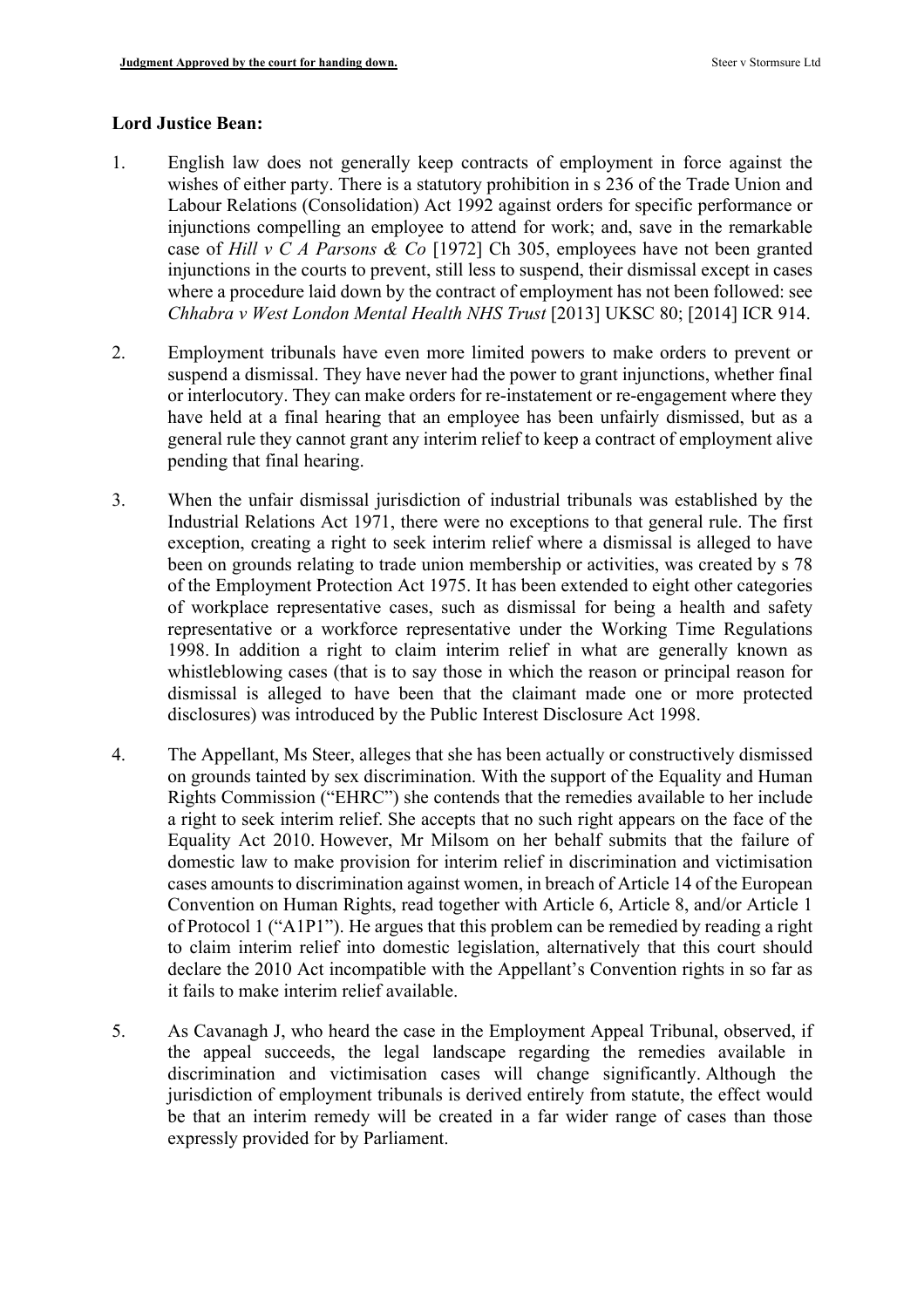**Lord Justice Bean:**

1. English law does not generally keep contracts of employment in force against the wishes of either party. There is a statutory prohibition in s 236 of the Trade Union and Labour Relations (Consolidation) Act 1992 against orders for specific performance or injunctions compelling an employee to attend for work; and, save in the remarkable case of *Hill v C A Parsons & Co* [1972] Ch 305, employees have not been granted injunctions in the courts to prevent, still less to suspend, their dismissal except in cases where a procedure laid down by the contract of employment has not been followed: see *Chhabra v West London Mental Health NHS Trust* [2013] UKSC 80; [2014] ICR 914.

2. Employment tribunals have even more limited powers to make orders to prevent or suspend a dismissal. They have never had the power to grant injunctions, whether final or interlocutory. They can make orders for re-instatement or re-engagement where they have held at a final hearing that an employee has been unfairly dismissed, but as a general rule they cannot grant any interim relief to keep a contract of employment alive pending that final hearing.

3. When the unfair dismissal jurisdiction of industrial tribunals was established by the Industrial Relations Act 1971, there were no exceptions to that general rule. The first exception, creating a right to seek interim relief where a dismissal is alleged to have been on grounds relating to trade union membership or activities, was created by s 78 of the Employment Protection Act 1975. It has been extended to eight other categories of workplace representative cases, such as dismissal for being a health and safety representative or a workforce representative under the Working Time Regulations 1998. In addition a right to claim interim relief in what are generally known as whistleblowing cases (that is to say those in which the reason or principal reason for dismissal is alleged to have been that the claimant made one or more protected disclosures) was introduced by the Public Interest Disclosure Act 1998.

4. The Appellant, Ms Steer, alleges that she has been actually or constructively dismissed on grounds tainted by sex discrimination. With the support of the Equality and Human Rights Commission ("EHRC") she contends that the remedies available to her include a right to seek interim relief. She accepts that no such right appears on the face of the Equality Act 2010. However, Mr Milsom on her behalf submits that the failure of domestic law to make provision for interim relief in discrimination and victimisation cases amounts to discrimination against women, in breach of Article 14 of the European Convention on Human Rights, read together with Article 6, Article 8, and/or Article 1 of Protocol 1 ("A1P1"). He argues that this problem can be remedied by reading a right to claim interim relief into domestic legislation, alternatively that this court should declare the 2010 Act incompatible with the Appellant's Convention rights in so far as it fails to make interim relief available.

5. As Cavanagh J, who heard the case in the Employment Appeal Tribunal, observed, if the appeal succeeds, the legal landscape regarding the remedies available in discrimination and victimisation cases will change significantly. Although the jurisdiction of employment tribunals is derived entirely from statute, the effect would be that an interim remedy will be created in a far wider range of cases than those expressly provided for by Parliament.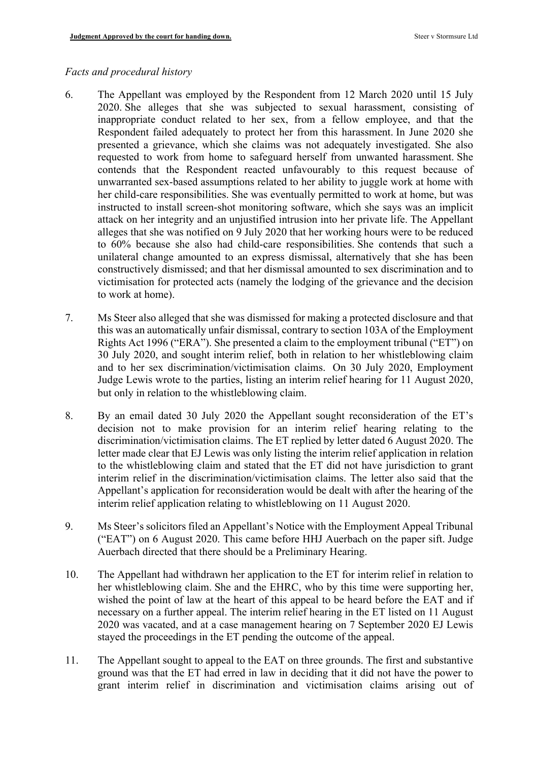*Facts and procedural history*

6. The Appellant was employed by the Respondent from 12 March 2020 until 15 July 2020. She alleges that she was subjected to sexual harassment, consisting of inappropriate conduct related to her sex, from a fellow employee, and that the Respondent failed adequately to protect her from this harassment. In June 2020 she presented a grievance, which she claims was not adequately investigated. She also requested to work from home to safeguard herself from unwanted harassment. She contends that the Respondent reacted unfavourably to this request because of unwarranted sex-based assumptions related to her ability to juggle work at home with her child-care responsibilities. She was eventually permitted to work at home, but was instructed to install screen-shot monitoring software, which she says was an implicit attack on her integrity and an unjustified intrusion into her private life. The Appellant alleges that she was notified on 9 July 2020 that her working hours were to be reduced to 60% because she also had child-care responsibilities. She contends that such a unilateral change amounted to an express dismissal, alternatively that she has been constructively dismissed; and that her dismissal amounted to sex discrimination and to victimisation for protected acts (namely the lodging of the grievance and the decision to work at home).

7. Ms Steer also alleged that she was dismissed for making a protected disclosure and that this was an automatically unfair dismissal, contrary to section 103A of the Employment Rights Act 1996 ("ERA"). She presented a claim to the employment tribunal ("ET") on 30 July 2020, and sought interim relief, both in relation to her whistleblowing claim and to her sex discrimination/victimisation claims. On 30 July 2020, Employment Judge Lewis wrote to the parties, listing an interim relief hearing for 11 August 2020, but only in relation to the whistleblowing claim.

8. By an email dated 30 July 2020 the Appellant sought reconsideration of the ET's decision not to make provision for an interim relief hearing relating to the discrimination/victimisation claims. The ET replied by letter dated 6 August 2020. The letter made clear that EJ Lewis was only listing the interim relief application in relation to the whistleblowing claim and stated that the ET did not have jurisdiction to grant interim relief in the discrimination/victimisation claims. The letter also said that the Appellant's application for reconsideration would be dealt with after the hearing of the interim relief application relating to whistleblowing on 11 August 2020.

9. Ms Steer's solicitors filed an Appellant's Notice with the Employment Appeal Tribunal ("EAT") on 6 August 2020. This came before HHJ Auerbach on the paper sift. Judge Auerbach directed that there should be a Preliminary Hearing.

10. The Appellant had withdrawn her application to the ET for interim relief in relation to her whistleblowing claim. She and the EHRC, who by this time were supporting her, wished the point of law at the heart of this appeal to be heard before the EAT and if necessary on a further appeal. The interim relief hearing in the ET listed on 11 August 2020 was vacated, and at a case management hearing on 7 September 2020 EJ Lewis stayed the proceedings in the ET pending the outcome of the appeal.

11. The Appellant sought to appeal to the EAT on three grounds. The first and substantive ground was that the ET had erred in law in deciding that it did not have the power to grant interim relief in discrimination and victimisation claims arising out of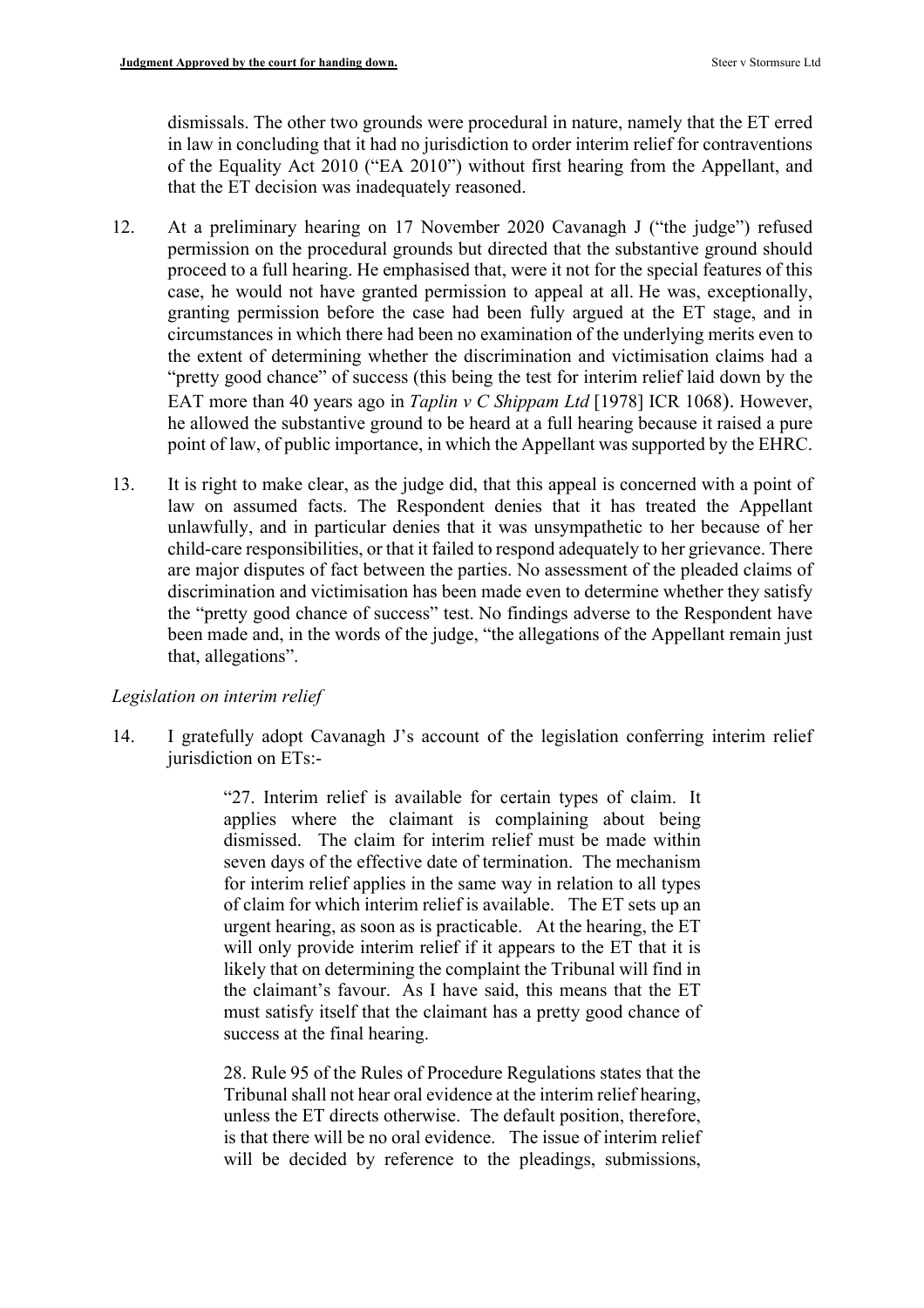dismissals. The other two grounds were procedural in nature, namely that the ET erred in law in concluding that it had no jurisdiction to order interim relief for contraventions of the Equality Act 2010 ("EA 2010") without first hearing from the Appellant, and that the ET decision was inadequately reasoned.

12. At a preliminary hearing on 17 November 2020 Cavanagh J ("the judge") refused permission on the procedural grounds but directed that the substantive ground should proceed to a full hearing. He emphasised that, were it not for the special features of this case, he would not have granted permission to appeal at all. He was, exceptionally, granting permission before the case had been fully argued at the ET stage, and in circumstances in which there had been no examination of the underlying merits even to the extent of determining whether the discrimination and victimisation claims had a "pretty good chance" of success (this being the test for interim relief laid down by the EAT more than 40 years ago in *Taplin v C Shippam Ltd* [1978] ICR 1068). However, he allowed the substantive ground to be heard at a full hearing because it raised a pure point of law, of public importance, in which the Appellant was supported by the EHRC.

13. It is right to make clear, as the judge did, that this appeal is concerned with a point of law on assumed facts. The Respondent denies that it has treated the Appellant unlawfully, and in particular denies that it was unsympathetic to her because of her child-care responsibilities, or that it failed to respond adequately to her grievance. There are major disputes of fact between the parties. No assessment of the pleaded claims of discrimination and victimisation has been made even to determine whether they satisfy the "pretty good chance of success" test. No findings adverse to the Respondent have been made and, in the words of the judge, "the allegations of the Appellant remain just that, allegations".

*Legislation on interim relief*

14. I gratefully adopt Cavanagh J's account of the legislation conferring interim relief jurisdiction on ETs:-

> "27. Interim relief is available for certain types of claim. It applies where the claimant is complaining about being dismissed. The claim for interim relief must be made within seven days of the effective date of termination. The mechanism for interim relief applies in the same way in relation to all types of claim for which interim relief is available. The ET sets up an urgent hearing, as soon as is practicable. At the hearing, the ET will only provide interim relief if it appears to the ET that it is likely that on determining the complaint the Tribunal will find in the claimant's favour. As I have said, this means that the ET must satisfy itself that the claimant has a pretty good chance of success at the final hearing.
>
> 28. Rule 95 of the Rules of Procedure Regulations states that the Tribunal shall not hear oral evidence at the interim relief hearing, unless the ET directs otherwise. The default position, therefore, is that there will be no oral evidence. The issue of interim relief will be decided by reference to the pleadings, submissions,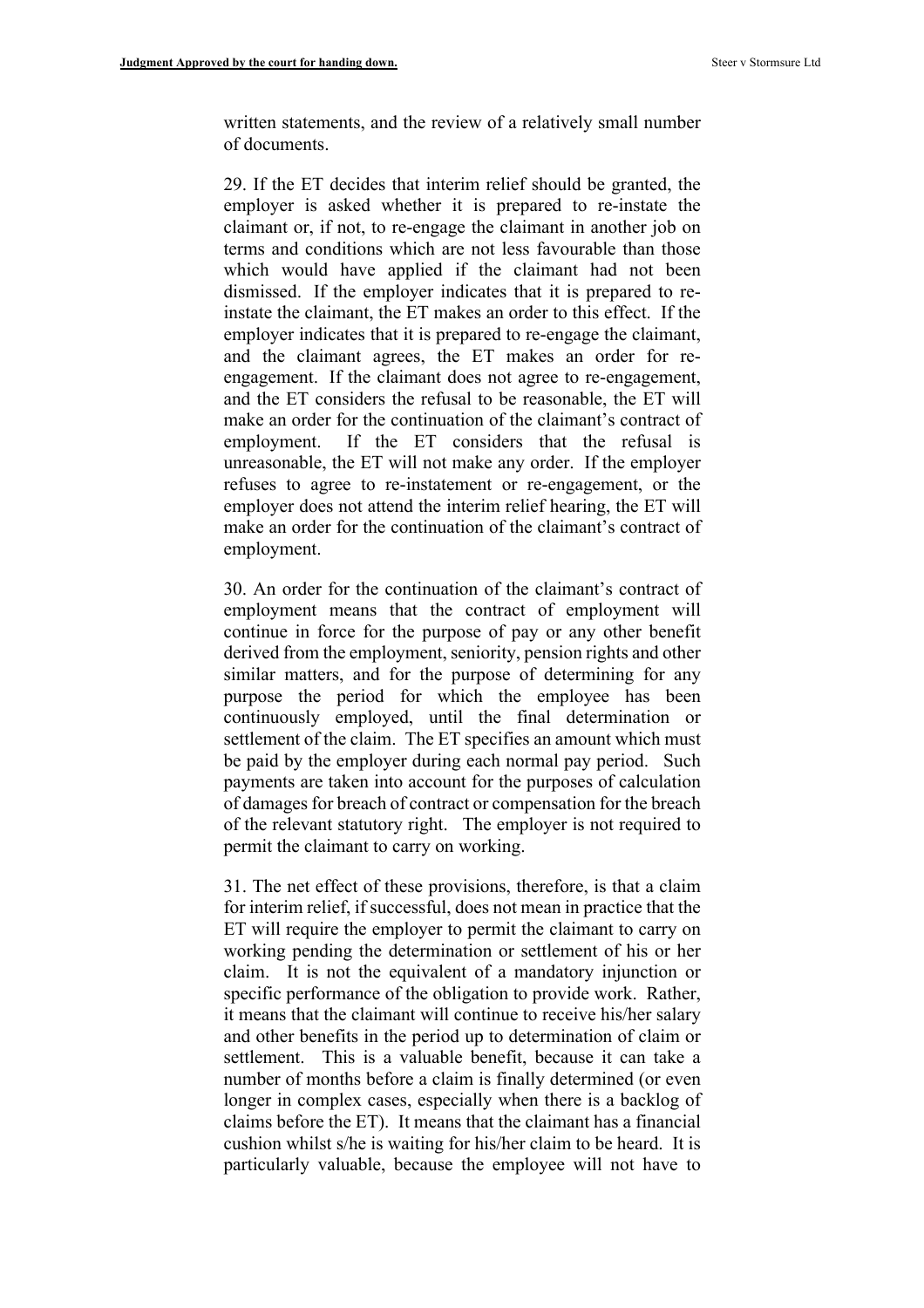written statements, and the review of a relatively small number of documents.

29. If the ET decides that interim relief should be granted, the employer is asked whether it is prepared to re-instate the claimant or, if not, to re-engage the claimant in another job on terms and conditions which are not less favourable than those which would have applied if the claimant had not been dismissed. If the employer indicates that it is prepared to re-instate the claimant, the ET makes an order to this effect. If the employer indicates that it is prepared to re-engage the claimant, and the claimant agrees, the ET makes an order for re-engagement. If the claimant does not agree to re-engagement, and the ET considers the refusal to be reasonable, the ET will make an order for the continuation of the claimant's contract of employment. If the ET considers that the refusal is unreasonable, the ET will not make any order. If the employer refuses to agree to re-instatement or re-engagement, or the employer does not attend the interim relief hearing, the ET will make an order for the continuation of the claimant's contract of employment.

30. An order for the continuation of the claimant's contract of employment means that the contract of employment will continue in force for the purpose of pay or any other benefit derived from the employment, seniority, pension rights and other similar matters, and for the purpose of determining for any purpose the period for which the employee has been continuously employed, until the final determination or settlement of the claim. The ET specifies an amount which must be paid by the employer during each normal pay period. Such payments are taken into account for the purposes of calculation of damages for breach of contract or compensation for the breach of the relevant statutory right. The employer is not required to permit the claimant to carry on working.

31. The net effect of these provisions, therefore, is that a claim for interim relief, if successful, does not mean in practice that the ET will require the employer to permit the claimant to carry on working pending the determination or settlement of his or her claim. It is not the equivalent of a mandatory injunction or specific performance of the obligation to provide work. Rather, it means that the claimant will continue to receive his/her salary and other benefits in the period up to determination of claim or settlement. This is a valuable benefit, because it can take a number of months before a claim is finally determined (or even longer in complex cases, especially when there is a backlog of claims before the ET). It means that the claimant has a financial cushion whilst s/he is waiting for his/her claim to be heard. It is particularly valuable, because the employee will not have to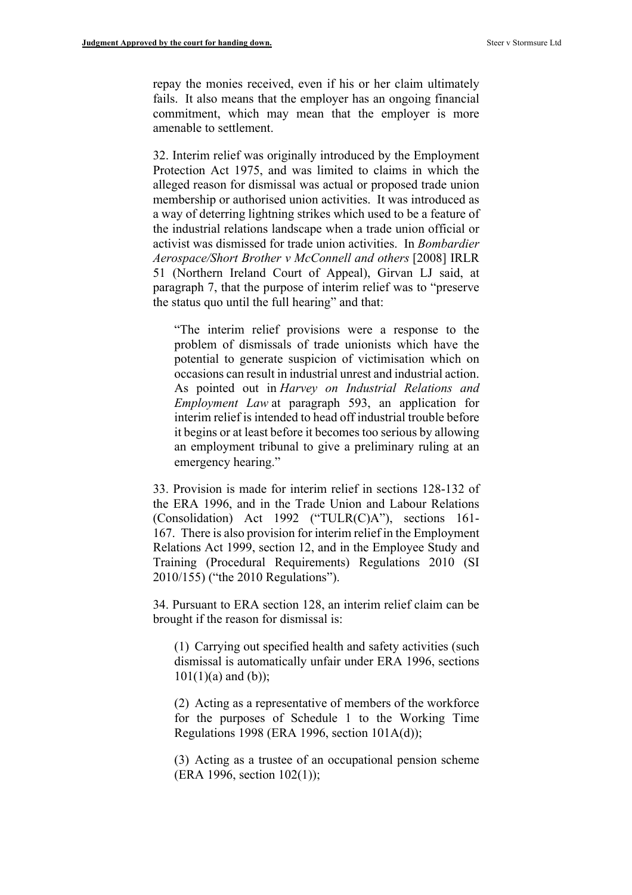repay the monies received, even if his or her claim ultimately fails. It also means that the employer has an ongoing financial commitment, which may mean that the employer is more amenable to settlement.

32. Interim relief was originally introduced by the Employment Protection Act 1975, and was limited to claims in which the alleged reason for dismissal was actual or proposed trade union membership or authorised union activities. It was introduced as a way of deterring lightning strikes which used to be a feature of the industrial relations landscape when a trade union official or activist was dismissed for trade union activities. In *Bombardier Aerospace/Short Brother v McConnell and others* [2008] IRLR 51 (Northern Ireland Court of Appeal), Girvan LJ said, at paragraph 7, that the purpose of interim relief was to "preserve the status quo until the full hearing" and that:

> "The interim relief provisions were a response to the problem of dismissals of trade unionists which have the potential to generate suspicion of victimisation which on occasions can result in industrial unrest and industrial action. As pointed out in *Harvey on Industrial Relations and Employment Law* at paragraph 593, an application for interim relief is intended to head off industrial trouble before it begins or at least before it becomes too serious by allowing an employment tribunal to give a preliminary ruling at an emergency hearing."

33. Provision is made for interim relief in sections 128-132 of the ERA 1996, and in the Trade Union and Labour Relations (Consolidation) Act 1992 ("TULR(C)A"), sections 161-167. There is also provision for interim relief in the Employment Relations Act 1999, section 12, and in the Employee Study and Training (Procedural Requirements) Regulations 2010 (SI 2010/155) ("the 2010 Regulations").

34. Pursuant to ERA section 128, an interim relief claim can be brought if the reason for dismissal is:

> (1) Carrying out specified health and safety activities (such dismissal is automatically unfair under ERA 1996, sections 101(1)(a) and (b));
>
> (2) Acting as a representative of members of the workforce for the purposes of Schedule 1 to the Working Time Regulations 1998 (ERA 1996, section 101A(d));
>
> (3) Acting as a trustee of an occupational pension scheme (ERA 1996, section 102(1));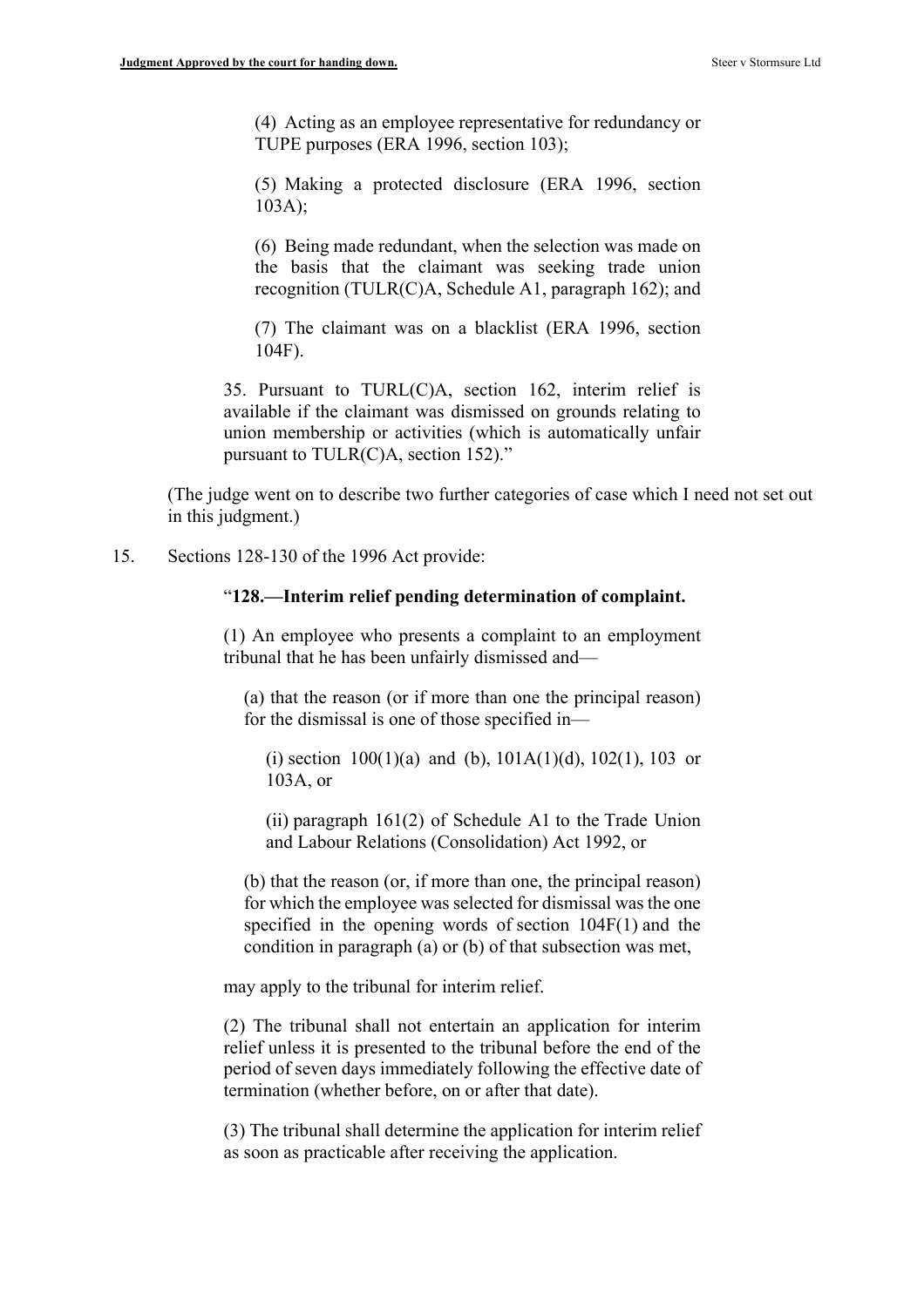(4) Acting as an employee representative for redundancy or TUPE purposes (ERA 1996, section 103);

(5) Making a protected disclosure (ERA 1996, section 103A);

(6) Being made redundant, when the selection was made on the basis that the claimant was seeking trade union recognition (TULR(C)A, Schedule A1, paragraph 162); and

(7) The claimant was on a blacklist (ERA 1996, section 104F).

35. Pursuant to TURL(C)A, section 162, interim relief is available if the claimant was dismissed on grounds relating to union membership or activities (which is automatically unfair pursuant to TULR(C)A, section 152)."

(The judge went on to describe two further categories of case which I need not set out in this judgment.)

15. Sections 128-130 of the 1996 Act provide:

"**128.—Interim relief pending determination of complaint.**

(1) An employee who presents a complaint to an employment tribunal that he has been unfairly dismissed and—

(a) that the reason (or if more than one the principal reason) for the dismissal is one of those specified in—

(i) section 100(1)(a) and (b), 101A(1)(d), 102(1), 103 or 103A, or

(ii) paragraph 161(2) of Schedule A1 to the Trade Union and Labour Relations (Consolidation) Act 1992, or

(b) that the reason (or, if more than one, the principal reason) for which the employee was selected for dismissal was the one specified in the opening words of section 104F(1) and the condition in paragraph (a) or (b) of that subsection was met,

may apply to the tribunal for interim relief.

(2) The tribunal shall not entertain an application for interim relief unless it is presented to the tribunal before the end of the period of seven days immediately following the effective date of termination (whether before, on or after that date).

(3) The tribunal shall determine the application for interim relief as soon as practicable after receiving the application.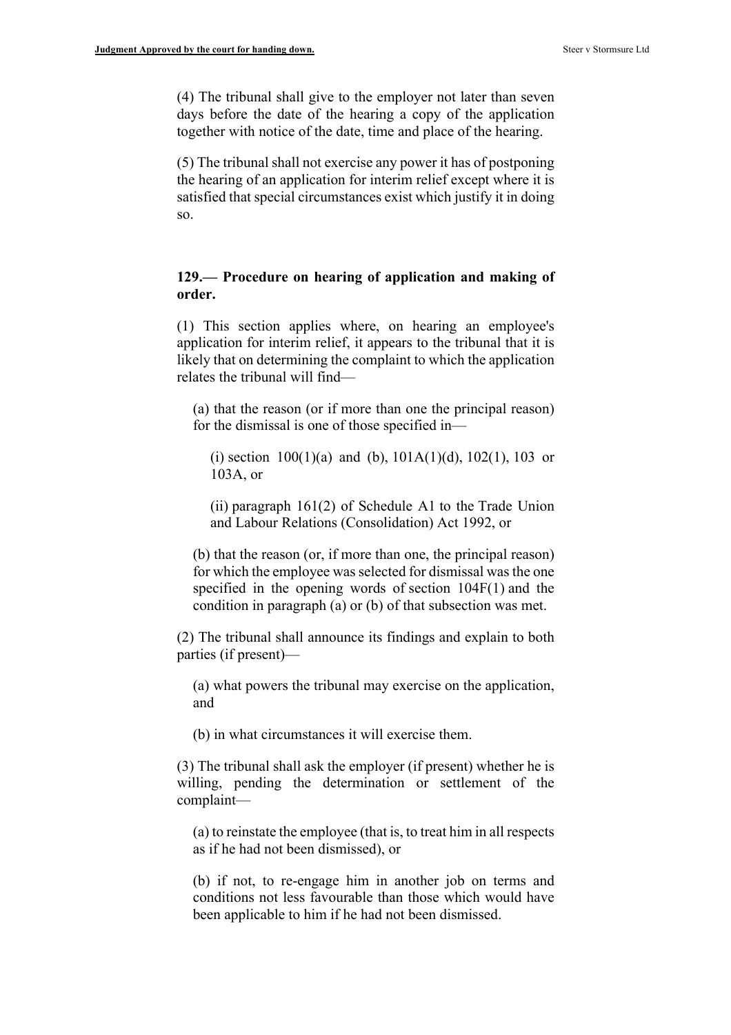(4) The tribunal shall give to the employer not later than seven days before the date of the hearing a copy of the application together with notice of the date, time and place of the hearing.

(5) The tribunal shall not exercise any power it has of postponing the hearing of an application for interim relief except where it is satisfied that special circumstances exist which justify it in doing so.

**129.— Procedure on hearing of application and making of order.**

(1) This section applies where, on hearing an employee's application for interim relief, it appears to the tribunal that it is likely that on determining the complaint to which the application relates the tribunal will find—

(a) that the reason (or if more than one the principal reason) for the dismissal is one of those specified in—

(i) section 100(1)(a) and (b), 101A(1)(d), 102(1), 103 or 103A, or

(ii) paragraph 161(2) of Schedule A1 to the Trade Union and Labour Relations (Consolidation) Act 1992, or

(b) that the reason (or, if more than one, the principal reason) for which the employee was selected for dismissal was the one specified in the opening words of section 104F(1) and the condition in paragraph (a) or (b) of that subsection was met.

(2) The tribunal shall announce its findings and explain to both parties (if present)—

(a) what powers the tribunal may exercise on the application, and

(b) in what circumstances it will exercise them.

(3) The tribunal shall ask the employer (if present) whether he is willing, pending the determination or settlement of the complaint—

(a) to reinstate the employee (that is, to treat him in all respects as if he had not been dismissed), or

(b) if not, to re-engage him in another job on terms and conditions not less favourable than those which would have been applicable to him if he had not been dismissed.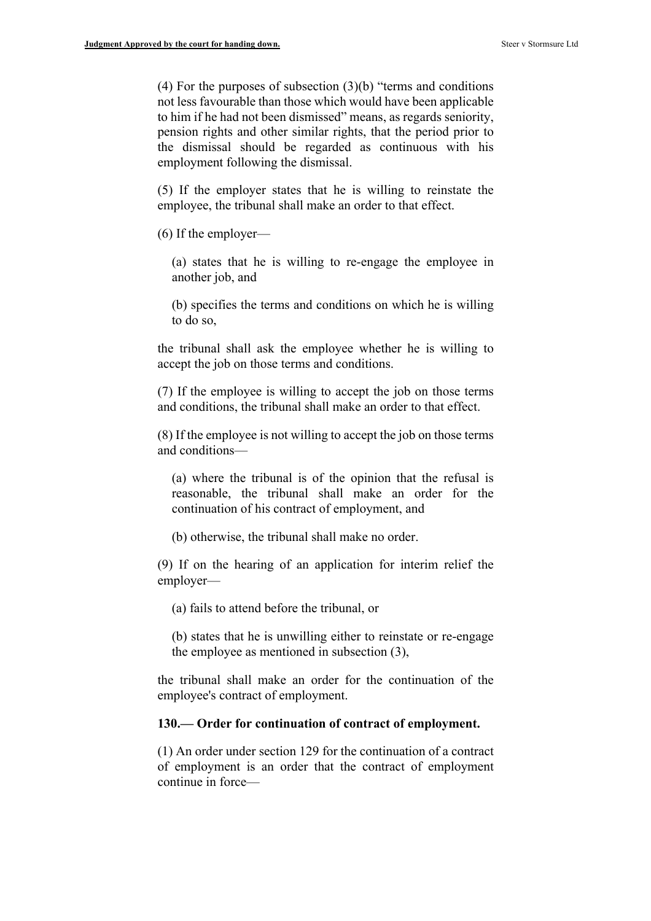(4) For the purposes of subsection (3)(b) "terms and conditions not less favourable than those which would have been applicable to him if he had not been dismissed" means, as regards seniority, pension rights and other similar rights, that the period prior to the dismissal should be regarded as continuous with his employment following the dismissal.

(5) If the employer states that he is willing to reinstate the employee, the tribunal shall make an order to that effect.

(6) If the employer—

(a) states that he is willing to re-engage the employee in another job, and

(b) specifies the terms and conditions on which he is willing to do so,

the tribunal shall ask the employee whether he is willing to accept the job on those terms and conditions.

(7) If the employee is willing to accept the job on those terms and conditions, the tribunal shall make an order to that effect.

(8) If the employee is not willing to accept the job on those terms and conditions—

(a) where the tribunal is of the opinion that the refusal is reasonable, the tribunal shall make an order for the continuation of his contract of employment, and

(b) otherwise, the tribunal shall make no order.

(9) If on the hearing of an application for interim relief the employer—

(a) fails to attend before the tribunal, or

(b) states that he is unwilling either to reinstate or re-engage the employee as mentioned in subsection (3),

the tribunal shall make an order for the continuation of the employee's contract of employment.

**130.— Order for continuation of contract of employment.**

(1) An order under section 129 for the continuation of a contract of employment is an order that the contract of employment continue in force—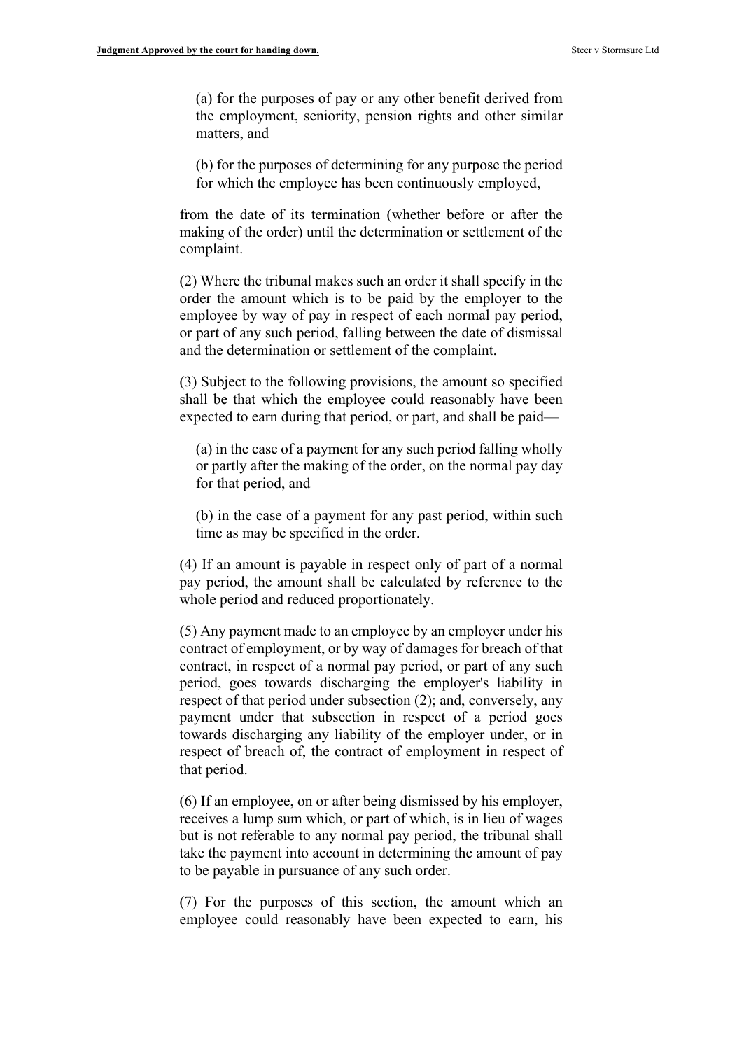(a) for the purposes of pay or any other benefit derived from the employment, seniority, pension rights and other similar matters, and

(b) for the purposes of determining for any purpose the period for which the employee has been continuously employed,

from the date of its termination (whether before or after the making of the order) until the determination or settlement of the complaint.

(2) Where the tribunal makes such an order it shall specify in the order the amount which is to be paid by the employer to the employee by way of pay in respect of each normal pay period, or part of any such period, falling between the date of dismissal and the determination or settlement of the complaint.

(3) Subject to the following provisions, the amount so specified shall be that which the employee could reasonably have been expected to earn during that period, or part, and shall be paid—

(a) in the case of a payment for any such period falling wholly or partly after the making of the order, on the normal pay day for that period, and

(b) in the case of a payment for any past period, within such time as may be specified in the order.

(4) If an amount is payable in respect only of part of a normal pay period, the amount shall be calculated by reference to the whole period and reduced proportionately.

(5) Any payment made to an employee by an employer under his contract of employment, or by way of damages for breach of that contract, in respect of a normal pay period, or part of any such period, goes towards discharging the employer's liability in respect of that period under subsection (2); and, conversely, any payment under that subsection in respect of a period goes towards discharging any liability of the employer under, or in respect of breach of, the contract of employment in respect of that period.

(6) If an employee, on or after being dismissed by his employer, receives a lump sum which, or part of which, is in lieu of wages but is not referable to any normal pay period, the tribunal shall take the payment into account in determining the amount of pay to be payable in pursuance of any such order.

(7) For the purposes of this section, the amount which an employee could reasonably have been expected to earn, his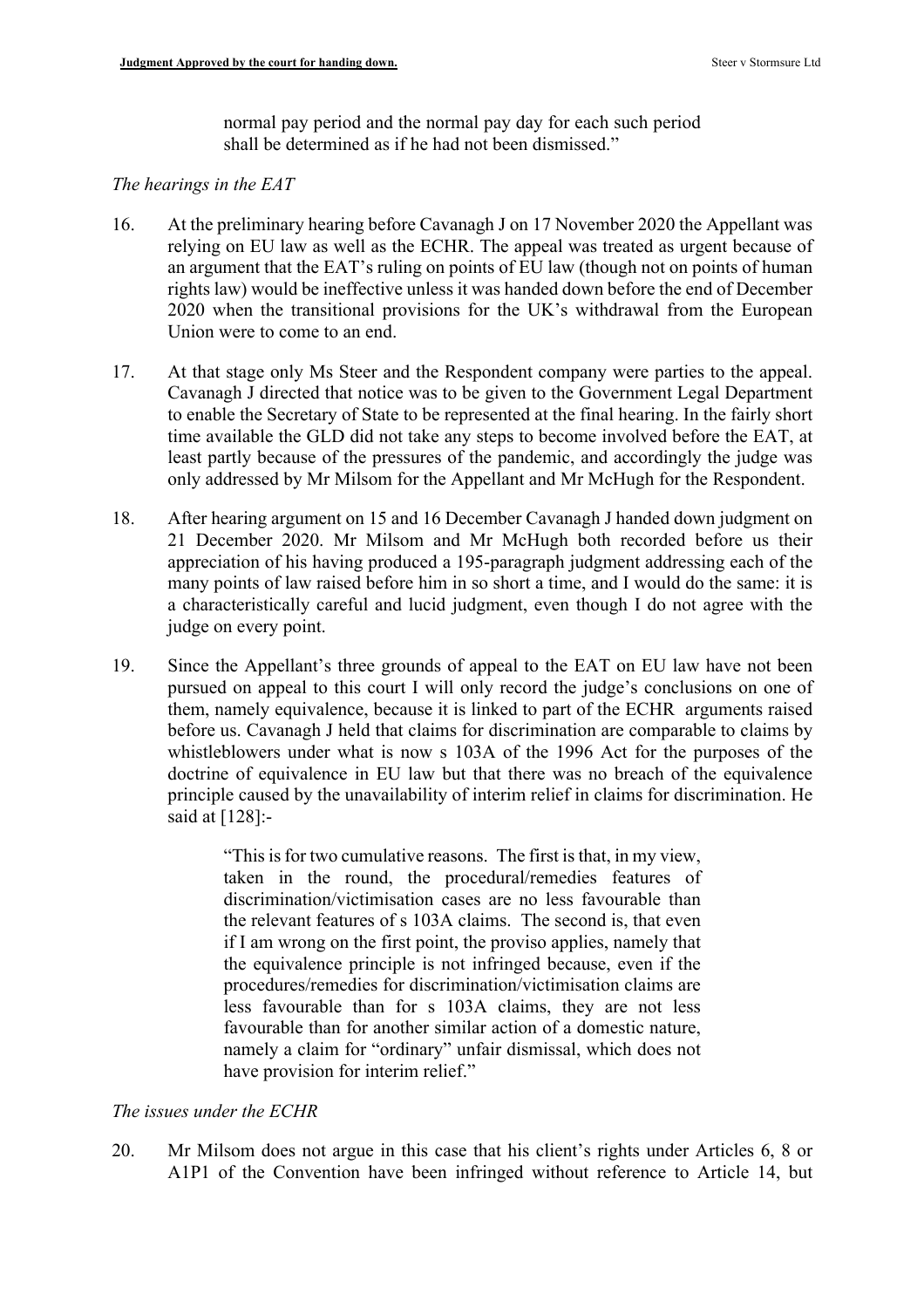normal pay period and the normal pay day for each such period shall be determined as if he had not been dismissed."

*The hearings in the EAT*

16. At the preliminary hearing before Cavanagh J on 17 November 2020 the Appellant was relying on EU law as well as the ECHR. The appeal was treated as urgent because of an argument that the EAT's ruling on points of EU law (though not on points of human rights law) would be ineffective unless it was handed down before the end of December 2020 when the transitional provisions for the UK's withdrawal from the European Union were to come to an end.

17. At that stage only Ms Steer and the Respondent company were parties to the appeal. Cavanagh J directed that notice was to be given to the Government Legal Department to enable the Secretary of State to be represented at the final hearing. In the fairly short time available the GLD did not take any steps to become involved before the EAT, at least partly because of the pressures of the pandemic, and accordingly the judge was only addressed by Mr Milsom for the Appellant and Mr McHugh for the Respondent.

18. After hearing argument on 15 and 16 December Cavanagh J handed down judgment on 21 December 2020. Mr Milsom and Mr McHugh both recorded before us their appreciation of his having produced a 195-paragraph judgment addressing each of the many points of law raised before him in so short a time, and I would do the same: it is a characteristically careful and lucid judgment, even though I do not agree with the judge on every point.

19. Since the Appellant's three grounds of appeal to the EAT on EU law have not been pursued on appeal to this court I will only record the judge's conclusions on one of them, namely equivalence, because it is linked to part of the ECHR arguments raised before us. Cavanagh J held that claims for discrimination are comparable to claims by whistleblowers under what is now s 103A of the 1996 Act for the purposes of the doctrine of equivalence in EU law but that there was no breach of the equivalence principle caused by the unavailability of interim relief in claims for discrimination. He said at [128]:-

> "This is for two cumulative reasons. The first is that, in my view, taken in the round, the procedural/remedies features of discrimination/victimisation cases are no less favourable than the relevant features of s 103A claims. The second is, that even if I am wrong on the first point, the proviso applies, namely that the equivalence principle is not infringed because, even if the procedures/remedies for discrimination/victimisation claims are less favourable than for s 103A claims, they are not less favourable than for another similar action of a domestic nature, namely a claim for "ordinary" unfair dismissal, which does not have provision for interim relief."

*The issues under the ECHR*

20. Mr Milsom does not argue in this case that his client's rights under Articles 6, 8 or A1P1 of the Convention have been infringed without reference to Article 14, but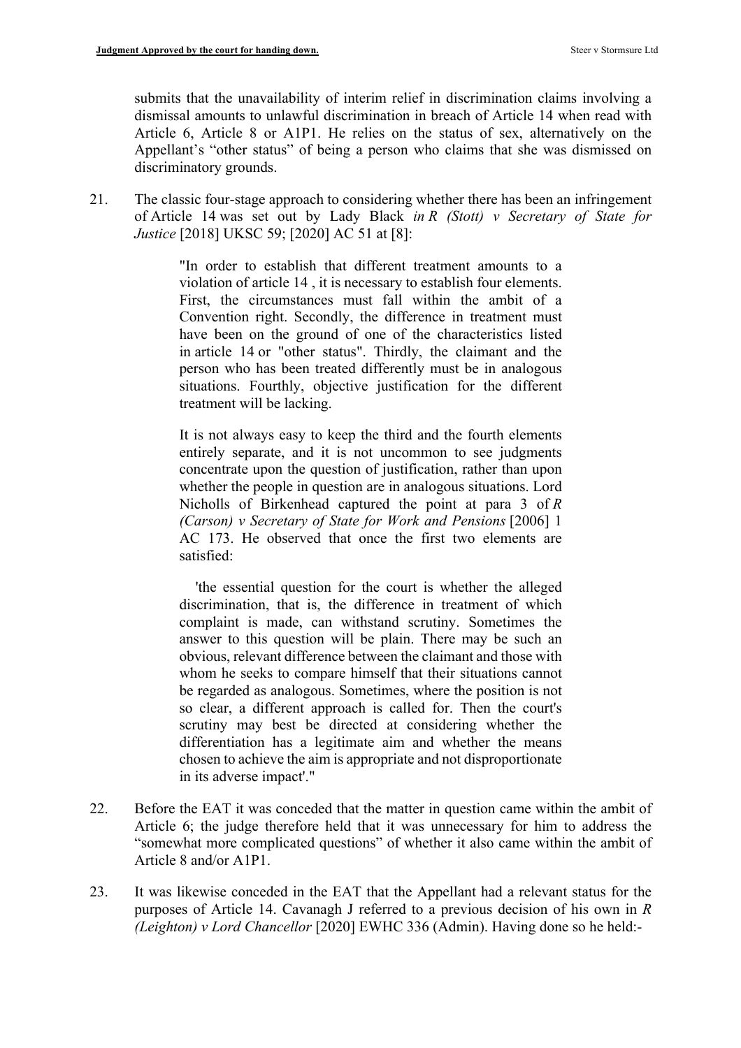submits that the unavailability of interim relief in discrimination claims involving a dismissal amounts to unlawful discrimination in breach of Article 14 when read with Article 6, Article 8 or A1P1. He relies on the status of sex, alternatively on the Appellant's "other status" of being a person who claims that she was dismissed on discriminatory grounds.

21. The classic four-stage approach to considering whether there has been an infringement of Article 14 was set out by Lady Black *in R (Stott) v Secretary of State for Justice* [2018] UKSC 59; [2020] AC 51 at [8]:

> "In order to establish that different treatment amounts to a violation of article 14 , it is necessary to establish four elements. First, the circumstances must fall within the ambit of a Convention right. Secondly, the difference in treatment must have been on the ground of one of the characteristics listed in article 14 or "other status". Thirdly, the claimant and the person who has been treated differently must be in analogous situations. Fourthly, objective justification for the different treatment will be lacking.
>
> It is not always easy to keep the third and the fourth elements entirely separate, and it is not uncommon to see judgments concentrate upon the question of justification, rather than upon whether the people in question are in analogous situations. Lord Nicholls of Birkenhead captured the point at para 3 of *R (Carson) v Secretary of State for Work and Pensions* [2006] 1 AC 173. He observed that once the first two elements are satisfied:
>
> 'the essential question for the court is whether the alleged discrimination, that is, the difference in treatment of which complaint is made, can withstand scrutiny. Sometimes the answer to this question will be plain. There may be such an obvious, relevant difference between the claimant and those with whom he seeks to compare himself that their situations cannot be regarded as analogous. Sometimes, where the position is not so clear, a different approach is called for. Then the court's scrutiny may best be directed at considering whether the differentiation has a legitimate aim and whether the means chosen to achieve the aim is appropriate and not disproportionate in its adverse impact'."

22. Before the EAT it was conceded that the matter in question came within the ambit of Article 6; the judge therefore held that it was unnecessary for him to address the "somewhat more complicated questions" of whether it also came within the ambit of Article 8 and/or A1P1.

23. It was likewise conceded in the EAT that the Appellant had a relevant status for the purposes of Article 14. Cavanagh J referred to a previous decision of his own in *R (Leighton) v Lord Chancellor* [2020] EWHC 336 (Admin). Having done so he held:-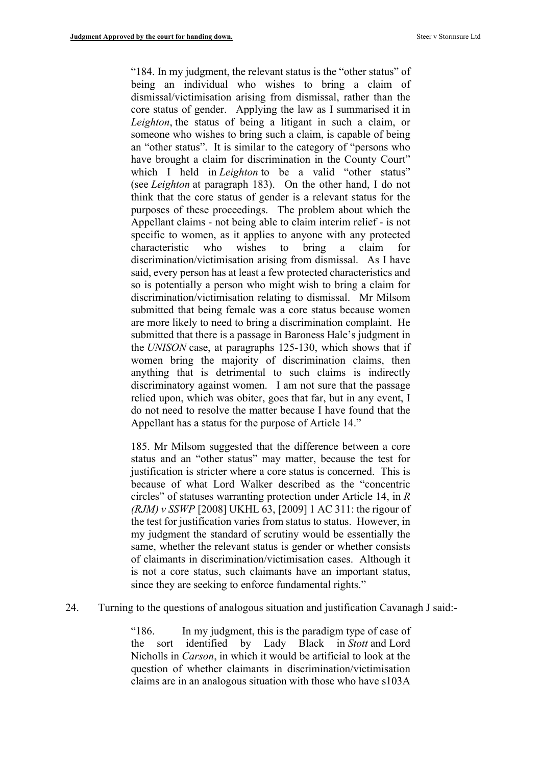"184. In my judgment, the relevant status is the "other status" of being an individual who wishes to bring a claim of dismissal/victimisation arising from dismissal, rather than the core status of gender. Applying the law as I summarised it in *Leighton*, the status of being a litigant in such a claim, or someone who wishes to bring such a claim, is capable of being an "other status". It is similar to the category of "persons who have brought a claim for discrimination in the County Court" which I held in *Leighton* to be a valid "other status" (see *Leighton* at paragraph 183). On the other hand, I do not think that the core status of gender is a relevant status for the purposes of these proceedings. The problem about which the Appellant claims - not being able to claim interim relief - is not specific to women, as it applies to anyone with any protected characteristic who wishes to bring a claim for discrimination/victimisation arising from dismissal. As I have said, every person has at least a few protected characteristics and so is potentially a person who might wish to bring a claim for discrimination/victimisation relating to dismissal. Mr Milsom submitted that being female was a core status because women are more likely to need to bring a discrimination complaint. He submitted that there is a passage in Baroness Hale's judgment in the *UNISON* case, at paragraphs 125-130, which shows that if women bring the majority of discrimination claims, then anything that is detrimental to such claims is indirectly discriminatory against women. I am not sure that the passage relied upon, which was obiter, goes that far, but in any event, I do not need to resolve the matter because I have found that the Appellant has a status for the purpose of Article 14."

185. Mr Milsom suggested that the difference between a core status and an "other status" may matter, because the test for justification is stricter where a core status is concerned. This is because of what Lord Walker described as the "concentric circles" of statuses warranting protection under Article 14, in *R (RJM) v SSWP* [2008] UKHL 63, [2009] 1 AC 311: the rigour of the test for justification varies from status to status. However, in my judgment the standard of scrutiny would be essentially the same, whether the relevant status is gender or whether consists of claimants in discrimination/victimisation cases. Although it is not a core status, such claimants have an important status, since they are seeking to enforce fundamental rights."

24. Turning to the questions of analogous situation and justification Cavanagh J said:-

"186. In my judgment, this is the paradigm type of case of the sort identified by Lady Black in *Stott* and Lord Nicholls in *Carson*, in which it would be artificial to look at the question of whether claimants in discrimination/victimisation claims are in an analogous situation with those who have s103A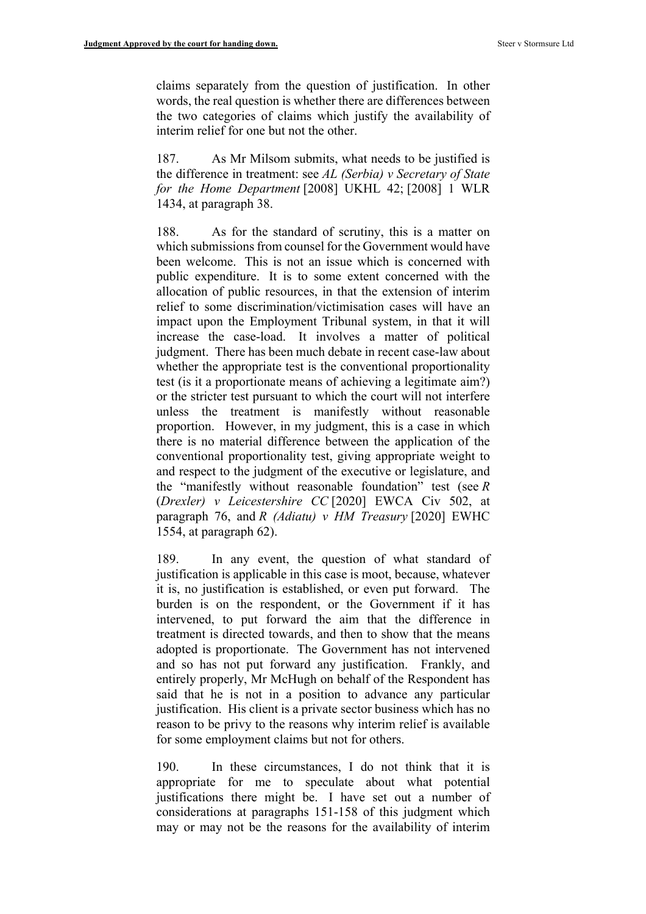claims separately from the question of justification. In other words, the real question is whether there are differences between the two categories of claims which justify the availability of interim relief for one but not the other.

187. As Mr Milsom submits, what needs to be justified is the difference in treatment: see *AL (Serbia) v Secretary of State for the Home Department* [2008] UKHL 42; [2008] 1 WLR 1434, at paragraph 38.

188. As for the standard of scrutiny, this is a matter on which submissions from counsel for the Government would have been welcome. This is not an issue which is concerned with public expenditure. It is to some extent concerned with the allocation of public resources, in that the extension of interim relief to some discrimination/victimisation cases will have an impact upon the Employment Tribunal system, in that it will increase the case-load. It involves a matter of political judgment. There has been much debate in recent case-law about whether the appropriate test is the conventional proportionality test (is it a proportionate means of achieving a legitimate aim?) or the stricter test pursuant to which the court will not interfere unless the treatment is manifestly without reasonable proportion. However, in my judgment, this is a case in which there is no material difference between the application of the conventional proportionality test, giving appropriate weight to and respect to the judgment of the executive or legislature, and the "manifestly without reasonable foundation" test (see *R (Drexler) v Leicestershire CC* [2020] EWCA Civ 502, at paragraph 76, and *R (Adiatu) v HM Treasury* [2020] EWHC 1554, at paragraph 62).

189. In any event, the question of what standard of justification is applicable in this case is moot, because, whatever it is, no justification is established, or even put forward. The burden is on the respondent, or the Government if it has intervened, to put forward the aim that the difference in treatment is directed towards, and then to show that the means adopted is proportionate. The Government has not intervened and so has not put forward any justification. Frankly, and entirely properly, Mr McHugh on behalf of the Respondent has said that he is not in a position to advance any particular justification. His client is a private sector business which has no reason to be privy to the reasons why interim relief is available for some employment claims but not for others.

190. In these circumstances, I do not think that it is appropriate for me to speculate about what potential justifications there might be. I have set out a number of considerations at paragraphs 151-158 of this judgment which may or may not be the reasons for the availability of interim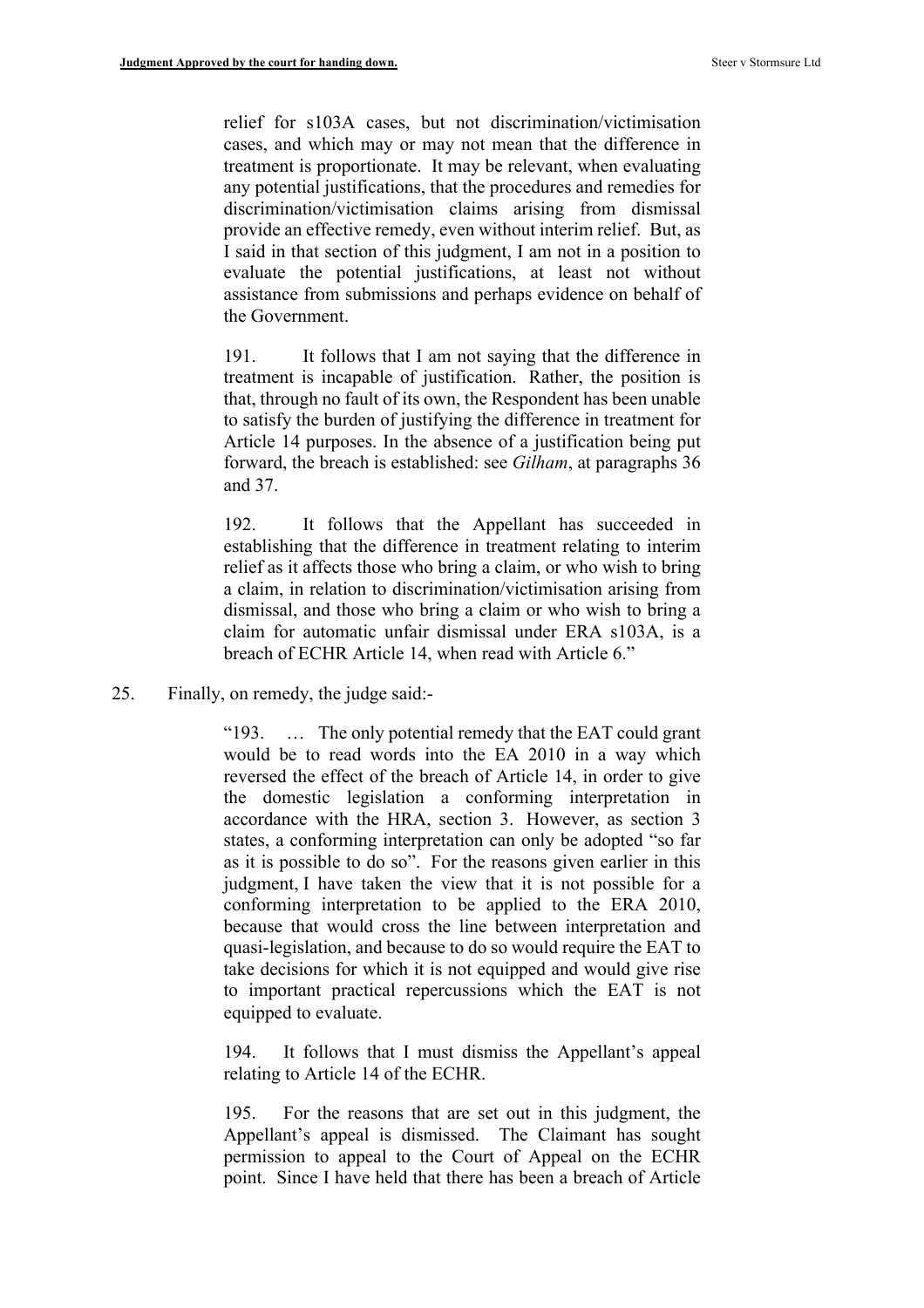relief for s103A cases, but not discrimination/victimisation cases, and which may or may not mean that the difference in treatment is proportionate. It may be relevant, when evaluating any potential justifications, that the procedures and remedies for discrimination/victimisation claims arising from dismissal provide an effective remedy, even without interim relief. But, as I said in that section of this judgment, I am not in a position to evaluate the potential justifications, at least not without assistance from submissions and perhaps evidence on behalf of the Government.

> 191. It follows that I am not saying that the difference in treatment is incapable of justification. Rather, the position is that, through no fault of its own, the Respondent has been unable to satisfy the burden of justifying the difference in treatment for Article 14 purposes. In the absence of a justification being put forward, the breach is established: see *Gilham*, at paragraphs 36 and 37.
>
> 192. It follows that the Appellant has succeeded in establishing that the difference in treatment relating to interim relief as it affects those who bring a claim, or who wish to bring a claim, in relation to discrimination/victimisation arising from dismissal, and those who bring a claim or who wish to bring a claim for automatic unfair dismissal under ERA s103A, is a breach of ECHR Article 14, when read with Article 6."

25. Finally, on remedy, the judge said:-

> "193. … The only potential remedy that the EAT could grant would be to read words into the EA 2010 in a way which reversed the effect of the breach of Article 14, in order to give the domestic legislation a conforming interpretation in accordance with the HRA, section 3. However, as section 3 states, a conforming interpretation can only be adopted "so far as it is possible to do so". For the reasons given earlier in this judgment, I have taken the view that it is not possible for a conforming interpretation to be applied to the ERA 2010, because that would cross the line between interpretation and quasi-legislation, and because to do so would require the EAT to take decisions for which it is not equipped and would give rise to important practical repercussions which the EAT is not equipped to evaluate.
>
> 194. It follows that I must dismiss the Appellant's appeal relating to Article 14 of the ECHR.
>
> 195. For the reasons that are set out in this judgment, the Appellant's appeal is dismissed. The Claimant has sought permission to appeal to the Court of Appeal on the ECHR point. Since I have held that there has been a breach of Article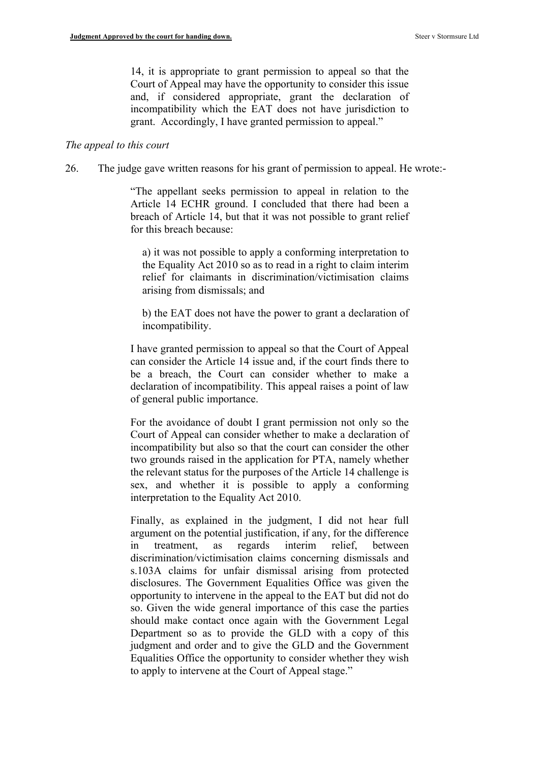> 14, it is appropriate to grant permission to appeal so that the Court of Appeal may have the opportunity to consider this issue and, if considered appropriate, grant the declaration of incompatibility which the EAT does not have jurisdiction to grant. Accordingly, I have granted permission to appeal."

*The appeal to this court*

26. The judge gave written reasons for his grant of permission to appeal. He wrote:-

> "The appellant seeks permission to appeal in relation to the Article 14 ECHR ground. I concluded that there had been a breach of Article 14, but that it was not possible to grant relief for this breach because:
>
> > a) it was not possible to apply a conforming interpretation to the Equality Act 2010 so as to read in a right to claim interim relief for claimants in discrimination/victimisation claims arising from dismissals; and
> >
> > b) the EAT does not have the power to grant a declaration of incompatibility.
>
> I have granted permission to appeal so that the Court of Appeal can consider the Article 14 issue and, if the court finds there to be a breach, the Court can consider whether to make a declaration of incompatibility. This appeal raises a point of law of general public importance.
>
> For the avoidance of doubt I grant permission not only so the Court of Appeal can consider whether to make a declaration of incompatibility but also so that the court can consider the other two grounds raised in the application for PTA, namely whether the relevant status for the purposes of the Article 14 challenge is sex, and whether it is possible to apply a conforming interpretation to the Equality Act 2010.
>
> Finally, as explained in the judgment, I did not hear full argument on the potential justification, if any, for the difference in treatment, as regards interim relief, between discrimination/victimisation claims concerning dismissals and s.103A claims for unfair dismissal arising from protected disclosures. The Government Equalities Office was given the opportunity to intervene in the appeal to the EAT but did not do so. Given the wide general importance of this case the parties should make contact once again with the Government Legal Department so as to provide the GLD with a copy of this judgment and order and to give the GLD and the Government Equalities Office the opportunity to consider whether they wish to apply to intervene at the Court of Appeal stage."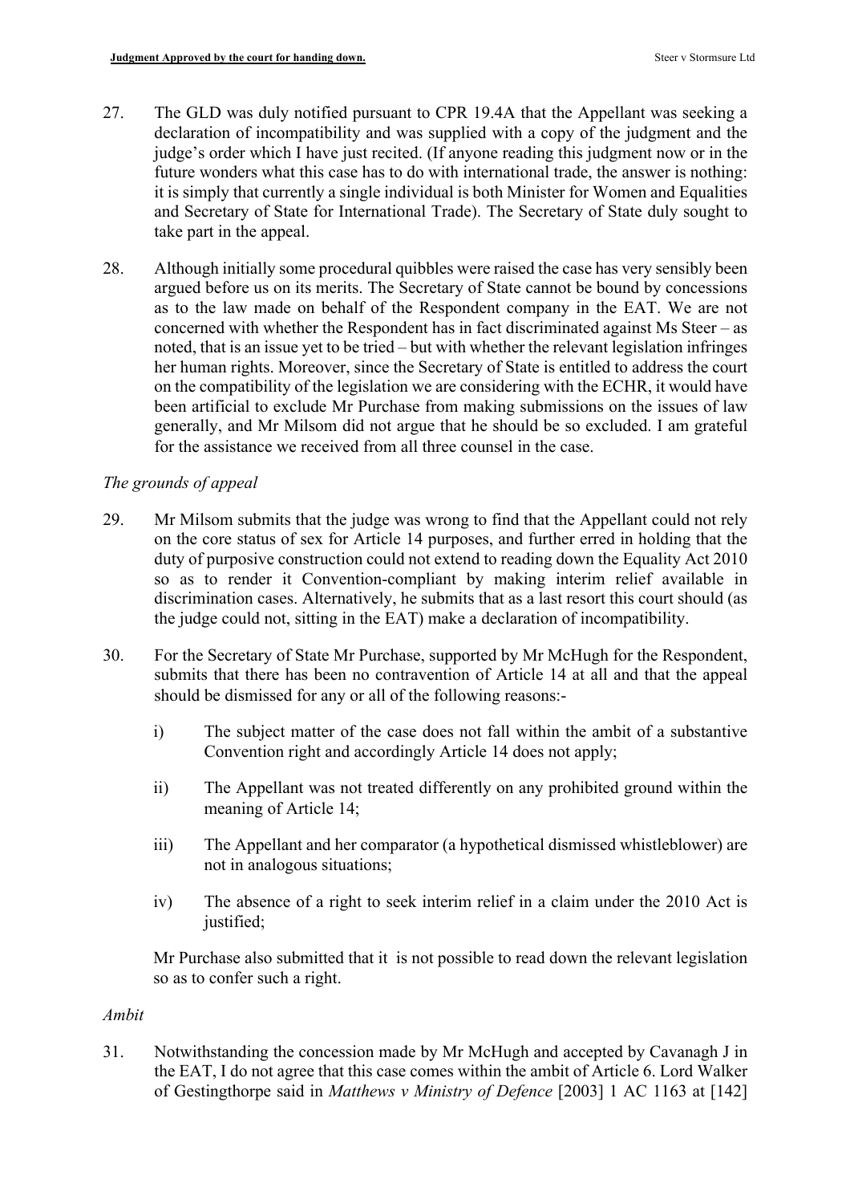27. The GLD was duly notified pursuant to CPR 19.4A that the Appellant was seeking a declaration of incompatibility and was supplied with a copy of the judgment and the judge's order which I have just recited. (If anyone reading this judgment now or in the future wonders what this case has to do with international trade, the answer is nothing: it is simply that currently a single individual is both Minister for Women and Equalities and Secretary of State for International Trade). The Secretary of State duly sought to take part in the appeal.

28. Although initially some procedural quibbles were raised the case has very sensibly been argued before us on its merits. The Secretary of State cannot be bound by concessions as to the law made on behalf of the Respondent company in the EAT. We are not concerned with whether the Respondent has in fact discriminated against Ms Steer – as noted, that is an issue yet to be tried – but with whether the relevant legislation infringes her human rights. Moreover, since the Secretary of State is entitled to address the court on the compatibility of the legislation we are considering with the ECHR, it would have been artificial to exclude Mr Purchase from making submissions on the issues of law generally, and Mr Milsom did not argue that he should be so excluded. I am grateful for the assistance we received from all three counsel in the case.

*The grounds of appeal*

29. Mr Milsom submits that the judge was wrong to find that the Appellant could not rely on the core status of sex for Article 14 purposes, and further erred in holding that the duty of purposive construction could not extend to reading down the Equality Act 2010 so as to render it Convention-compliant by making interim relief available in discrimination cases. Alternatively, he submits that as a last resort this court should (as the judge could not, sitting in the EAT) make a declaration of incompatibility.

30. For the Secretary of State Mr Purchase, supported by Mr McHugh for the Respondent, submits that there has been no contravention of Article 14 at all and that the appeal should be dismissed for any or all of the following reasons:-

    i) The subject matter of the case does not fall within the ambit of a substantive Convention right and accordingly Article 14 does not apply;

    ii) The Appellant was not treated differently on any prohibited ground within the meaning of Article 14;

    iii) The Appellant and her comparator (a hypothetical dismissed whistleblower) are not in analogous situations;

    iv) The absence of a right to seek interim relief in a claim under the 2010 Act is justified;

    Mr Purchase also submitted that it is not possible to read down the relevant legislation so as to confer such a right.

*Ambit*

31. Notwithstanding the concession made by Mr McHugh and accepted by Cavanagh J in the EAT, I do not agree that this case comes within the ambit of Article 6. Lord Walker of Gestingthorpe said in *Matthews v Ministry of Defence* [2003] 1 AC 1163 at [142]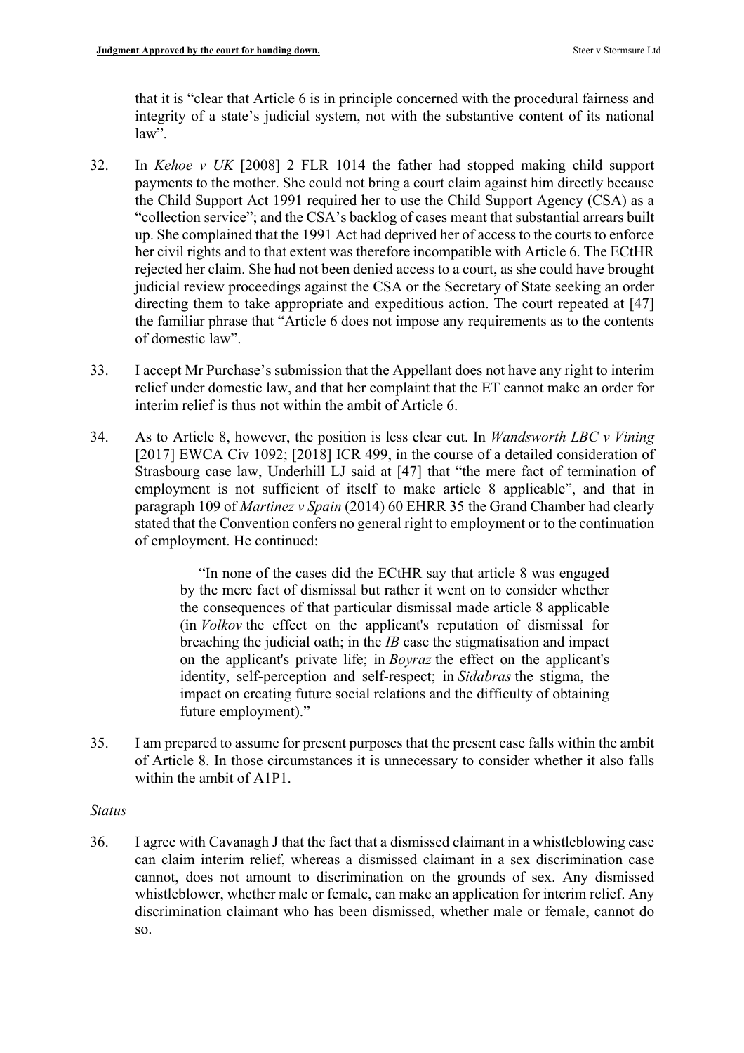that it is "clear that Article 6 is in principle concerned with the procedural fairness and integrity of a state's judicial system, not with the substantive content of its national law".

32. In *Kehoe v UK* [2008] 2 FLR 1014 the father had stopped making child support payments to the mother. She could not bring a court claim against him directly because the Child Support Act 1991 required her to use the Child Support Agency (CSA) as a "collection service"; and the CSA's backlog of cases meant that substantial arrears built up. She complained that the 1991 Act had deprived her of access to the courts to enforce her civil rights and to that extent was therefore incompatible with Article 6. The ECtHR rejected her claim. She had not been denied access to a court, as she could have brought judicial review proceedings against the CSA or the Secretary of State seeking an order directing them to take appropriate and expeditious action. The court repeated at [47] the familiar phrase that "Article 6 does not impose any requirements as to the contents of domestic law".

33. I accept Mr Purchase's submission that the Appellant does not have any right to interim relief under domestic law, and that her complaint that the ET cannot make an order for interim relief is thus not within the ambit of Article 6.

34. As to Article 8, however, the position is less clear cut. In *Wandsworth LBC v Vining* [2017] EWCA Civ 1092; [2018] ICR 499, in the course of a detailed consideration of Strasbourg case law, Underhill LJ said at [47] that "the mere fact of termination of employment is not sufficient of itself to make article 8 applicable", and that in paragraph 109 of *Martinez v Spain* (2014) 60 EHRR 35 the Grand Chamber had clearly stated that the Convention confers no general right to employment or to the continuation of employment. He continued:

> "In none of the cases did the ECtHR say that article 8 was engaged by the mere fact of dismissal but rather it went on to consider whether the consequences of that particular dismissal made article 8 applicable (in *Volkov* the effect on the applicant's reputation of dismissal for breaching the judicial oath; in the *IB* case the stigmatisation and impact on the applicant's private life; in *Boyraz* the effect on the applicant's identity, self-perception and self-respect; in *Sidabras* the stigma, the impact on creating future social relations and the difficulty of obtaining future employment)."

35. I am prepared to assume for present purposes that the present case falls within the ambit of Article 8. In those circumstances it is unnecessary to consider whether it also falls within the ambit of A1P1.

*Status*

36. I agree with Cavanagh J that the fact that a dismissed claimant in a whistleblowing case can claim interim relief, whereas a dismissed claimant in a sex discrimination case cannot, does not amount to discrimination on the grounds of sex. Any dismissed whistleblower, whether male or female, can make an application for interim relief. Any discrimination claimant who has been dismissed, whether male or female, cannot do so.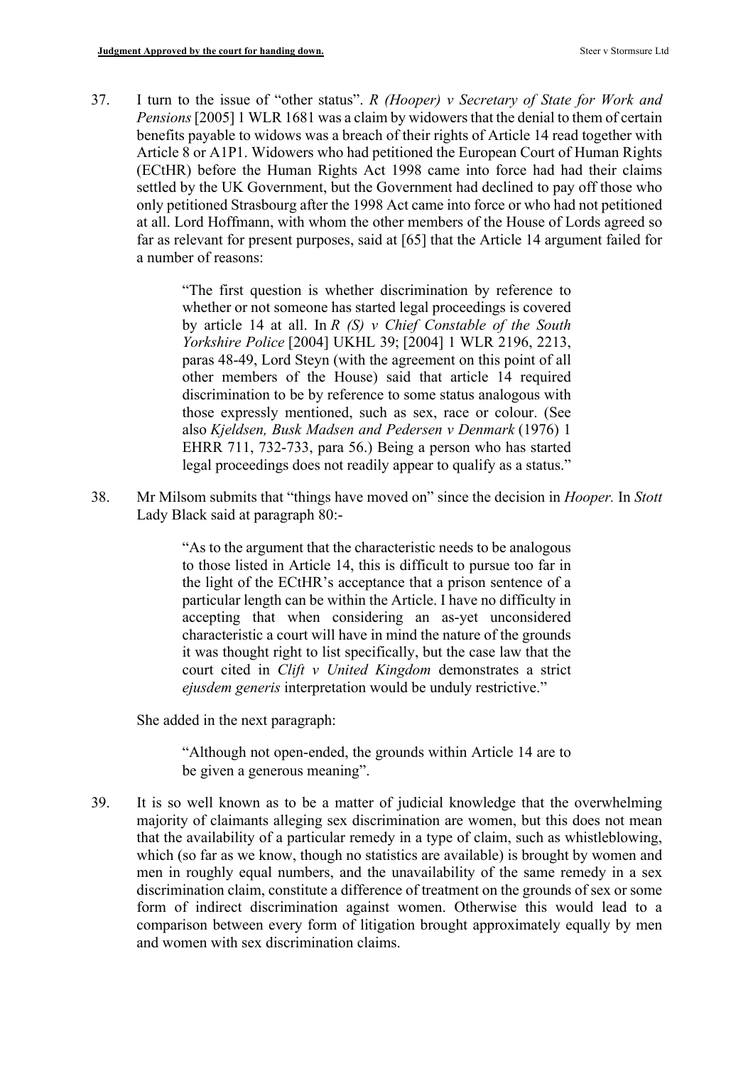37. I turn to the issue of "other status". *R (Hooper) v Secretary of State for Work and Pensions* [2005] 1 WLR 1681 was a claim by widowers that the denial to them of certain benefits payable to widows was a breach of their rights of Article 14 read together with Article 8 or A1P1. Widowers who had petitioned the European Court of Human Rights (ECtHR) before the Human Rights Act 1998 came into force had had their claims settled by the UK Government, but the Government had declined to pay off those who only petitioned Strasbourg after the 1998 Act came into force or who had not petitioned at all. Lord Hoffmann, with whom the other members of the House of Lords agreed so far as relevant for present purposes, said at [65] that the Article 14 argument failed for a number of reasons:

> "The first question is whether discrimination by reference to whether or not someone has started legal proceedings is covered by article 14 at all. In *R (S) v Chief Constable of the South Yorkshire Police* [2004] UKHL 39; [2004] 1 WLR 2196, 2213, paras 48-49, Lord Steyn (with the agreement on this point of all other members of the House) said that article 14 required discrimination to be by reference to some status analogous with those expressly mentioned, such as sex, race or colour. (See also *Kjeldsen, Busk Madsen and Pedersen v Denmark* (1976) 1 EHRR 711, 732-733, para 56.) Being a person who has started legal proceedings does not readily appear to qualify as a status."

38. Mr Milsom submits that "things have moved on" since the decision in *Hooper.* In *Stott* Lady Black said at paragraph 80:-

> "As to the argument that the characteristic needs to be analogous to those listed in Article 14, this is difficult to pursue too far in the light of the ECtHR's acceptance that a prison sentence of a particular length can be within the Article. I have no difficulty in accepting that when considering an as-yet unconsidered characteristic a court will have in mind the nature of the grounds it was thought right to list specifically, but the case law that the court cited in *Clift v United Kingdom* demonstrates a strict *ejusdem generis* interpretation would be unduly restrictive."

She added in the next paragraph:

> "Although not open-ended, the grounds within Article 14 are to be given a generous meaning".

39. It is so well known as to be a matter of judicial knowledge that the overwhelming majority of claimants alleging sex discrimination are women, but this does not mean that the availability of a particular remedy in a type of claim, such as whistleblowing, which (so far as we know, though no statistics are available) is brought by women and men in roughly equal numbers, and the unavailability of the same remedy in a sex discrimination claim, constitute a difference of treatment on the grounds of sex or some form of indirect discrimination against women. Otherwise this would lead to a comparison between every form of litigation brought approximately equally by men and women with sex discrimination claims.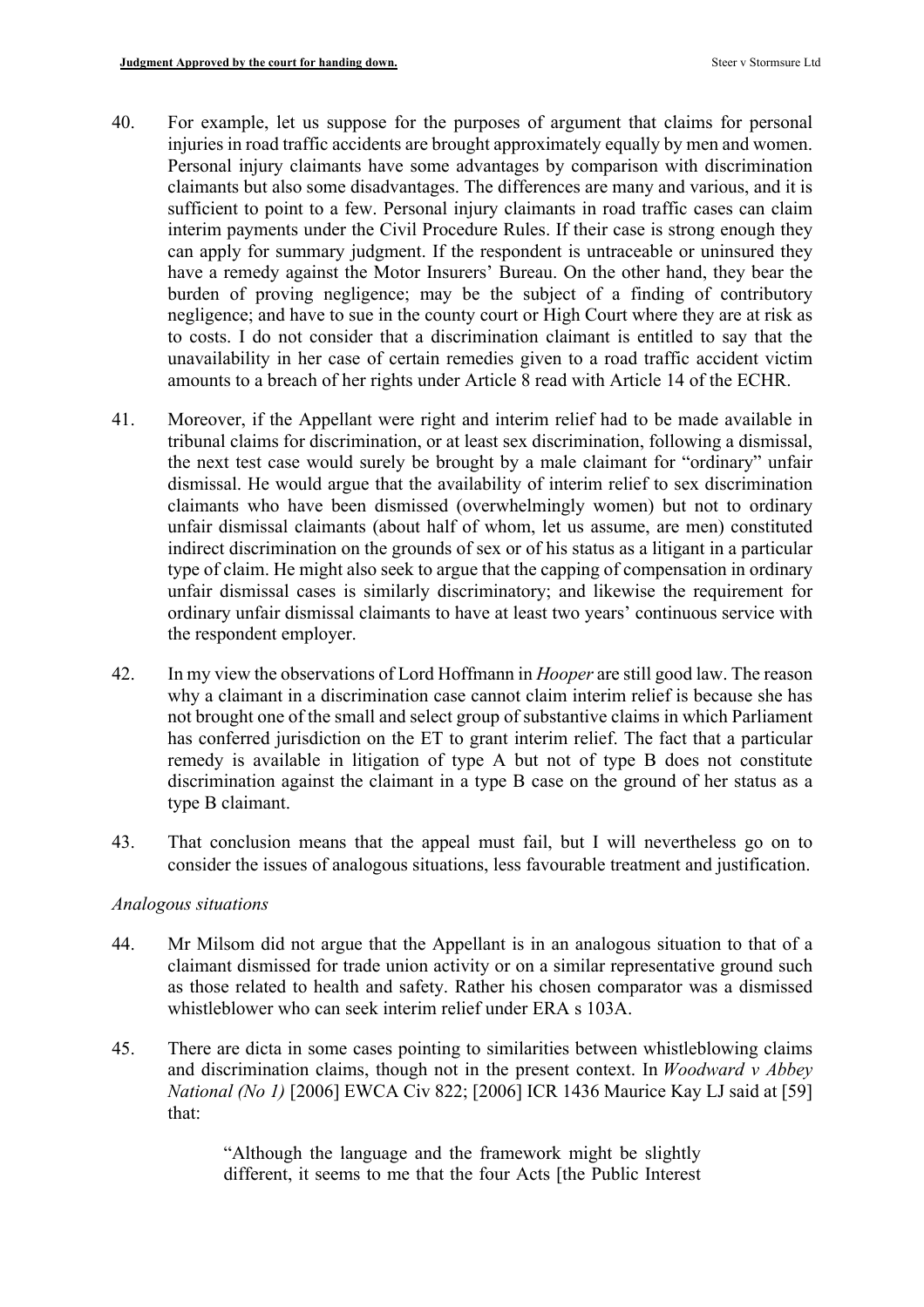40. For example, let us suppose for the purposes of argument that claims for personal injuries in road traffic accidents are brought approximately equally by men and women. Personal injury claimants have some advantages by comparison with discrimination claimants but also some disadvantages. The differences are many and various, and it is sufficient to point to a few. Personal injury claimants in road traffic cases can claim interim payments under the Civil Procedure Rules. If their case is strong enough they can apply for summary judgment. If the respondent is untraceable or uninsured they have a remedy against the Motor Insurers' Bureau. On the other hand, they bear the burden of proving negligence; may be the subject of a finding of contributory negligence; and have to sue in the county court or High Court where they are at risk as to costs. I do not consider that a discrimination claimant is entitled to say that the unavailability in her case of certain remedies given to a road traffic accident victim amounts to a breach of her rights under Article 8 read with Article 14 of the ECHR.

41. Moreover, if the Appellant were right and interim relief had to be made available in tribunal claims for discrimination, or at least sex discrimination, following a dismissal, the next test case would surely be brought by a male claimant for "ordinary" unfair dismissal. He would argue that the availability of interim relief to sex discrimination claimants who have been dismissed (overwhelmingly women) but not to ordinary unfair dismissal claimants (about half of whom, let us assume, are men) constituted indirect discrimination on the grounds of sex or of his status as a litigant in a particular type of claim. He might also seek to argue that the capping of compensation in ordinary unfair dismissal cases is similarly discriminatory; and likewise the requirement for ordinary unfair dismissal claimants to have at least two years' continuous service with the respondent employer.

42. In my view the observations of Lord Hoffmann in *Hooper* are still good law. The reason why a claimant in a discrimination case cannot claim interim relief is because she has not brought one of the small and select group of substantive claims in which Parliament has conferred jurisdiction on the ET to grant interim relief. The fact that a particular remedy is available in litigation of type A but not of type B does not constitute discrimination against the claimant in a type B case on the ground of her status as a type B claimant.

43. That conclusion means that the appeal must fail, but I will nevertheless go on to consider the issues of analogous situations, less favourable treatment and justification.

*Analogous situations*

44. Mr Milsom did not argue that the Appellant is in an analogous situation to that of a claimant dismissed for trade union activity or on a similar representative ground such as those related to health and safety. Rather his chosen comparator was a dismissed whistleblower who can seek interim relief under ERA s 103A.

45. There are dicta in some cases pointing to similarities between whistleblowing claims and discrimination claims, though not in the present context. In *Woodward v Abbey National (No 1)* [2006] EWCA Civ 822; [2006] ICR 1436 Maurice Kay LJ said at [59] that:

> "Although the language and the framework might be slightly different, it seems to me that the four Acts [the Public Interest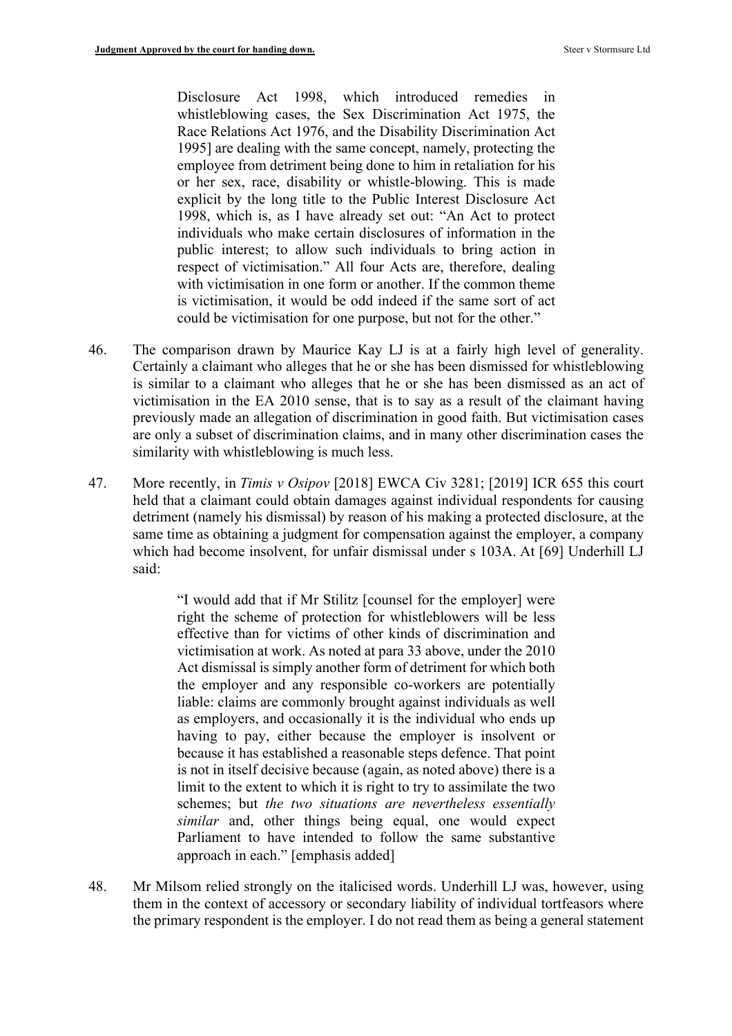> Disclosure Act 1998, which introduced remedies in whistleblowing cases, the Sex Discrimination Act 1975, the Race Relations Act 1976, and the Disability Discrimination Act 1995] are dealing with the same concept, namely, protecting the employee from detriment being done to him in retaliation for his or her sex, race, disability or whistle-blowing. This is made explicit by the long title to the Public Interest Disclosure Act 1998, which is, as I have already set out: "An Act to protect individuals who make certain disclosures of information in the public interest; to allow such individuals to bring action in respect of victimisation." All four Acts are, therefore, dealing with victimisation in one form or another. If the common theme is victimisation, it would be odd indeed if the same sort of act could be victimisation for one purpose, but not for the other."

46. The comparison drawn by Maurice Kay LJ is at a fairly high level of generality. Certainly a claimant who alleges that he or she has been dismissed for whistleblowing is similar to a claimant who alleges that he or she has been dismissed as an act of victimisation in the EA 2010 sense, that is to say as a result of the claimant having previously made an allegation of discrimination in good faith. But victimisation cases are only a subset of discrimination claims, and in many other discrimination cases the similarity with whistleblowing is much less.

47. More recently, in *Timis v Osipov* [2018] EWCA Civ 3281; [2019] ICR 655 this court held that a claimant could obtain damages against individual respondents for causing detriment (namely his dismissal) by reason of his making a protected disclosure, at the same time as obtaining a judgment for compensation against the employer, a company which had become insolvent, for unfair dismissal under s 103A. At [69] Underhill LJ said:

> "I would add that if Mr Stilitz [counsel for the employer] were right the scheme of protection for whistleblowers will be less effective than for victims of other kinds of discrimination and victimisation at work. As noted at para 33 above, under the 2010 Act dismissal is simply another form of detriment for which both the employer and any responsible co-workers are potentially liable: claims are commonly brought against individuals as well as employers, and occasionally it is the individual who ends up having to pay, either because the employer is insolvent or because it has established a reasonable steps defence. That point is not in itself decisive because (again, as noted above) there is a limit to the extent to which it is right to try to assimilate the two schemes; but *the two situations are nevertheless essentially similar* and, other things being equal, one would expect Parliament to have intended to follow the same substantive approach in each." [emphasis added]

48. Mr Milsom relied strongly on the italicised words. Underhill LJ was, however, using them in the context of accessory or secondary liability of individual tortfeasors where the primary respondent is the employer. I do not read them as being a general statement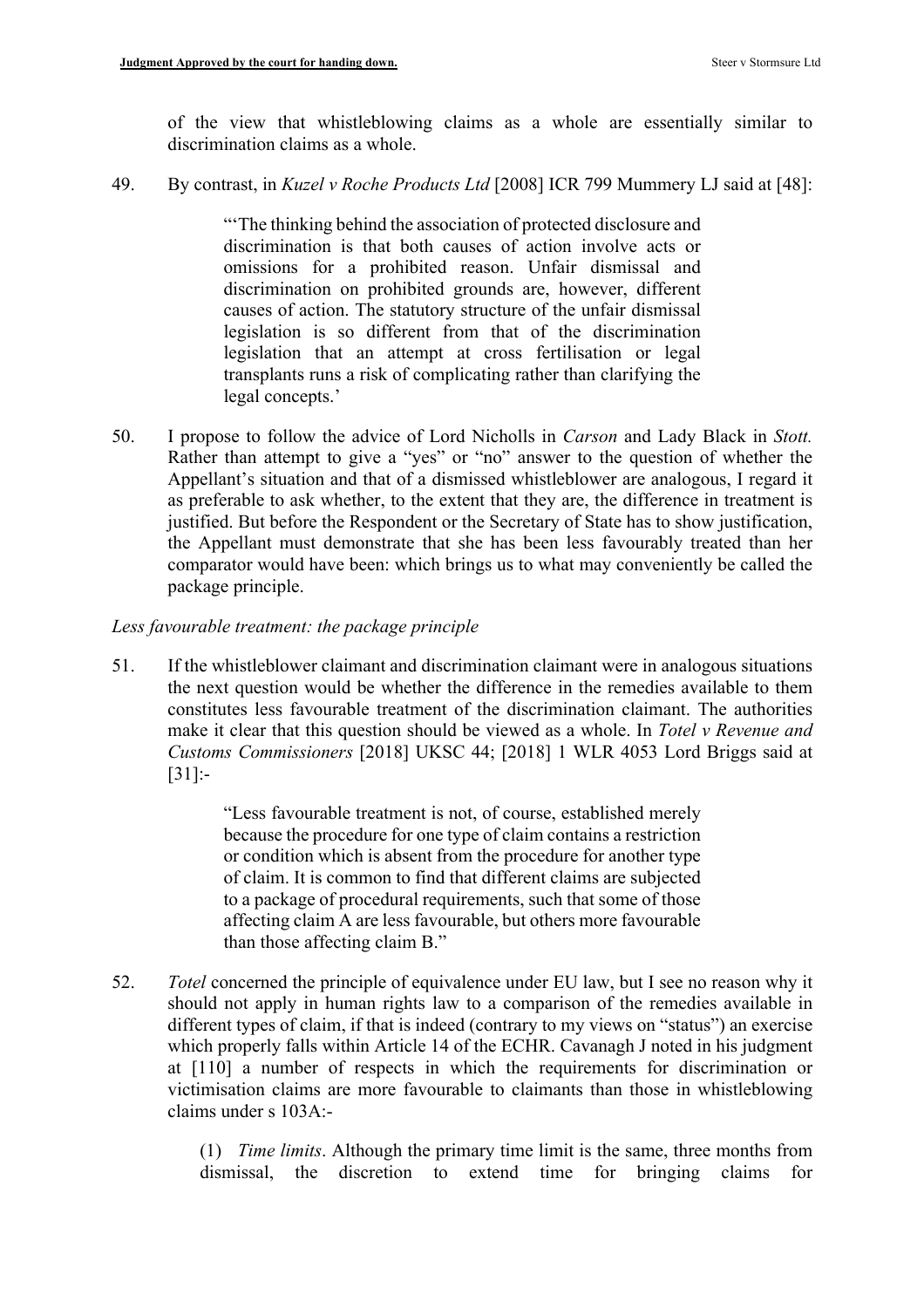of the view that whistleblowing claims as a whole are essentially similar to discrimination claims as a whole.

49. By contrast, in *Kuzel v Roche Products Ltd* [2008] ICR 799 Mummery LJ said at [48]:

> "'The thinking behind the association of protected disclosure and discrimination is that both causes of action involve acts or omissions for a prohibited reason. Unfair dismissal and discrimination on prohibited grounds are, however, different causes of action. The statutory structure of the unfair dismissal legislation is so different from that of the discrimination legislation that an attempt at cross fertilisation or legal transplants runs a risk of complicating rather than clarifying the legal concepts.'

50. I propose to follow the advice of Lord Nicholls in *Carson* and Lady Black in *Stott.* Rather than attempt to give a "yes" or "no" answer to the question of whether the Appellant's situation and that of a dismissed whistleblower are analogous, I regard it as preferable to ask whether, to the extent that they are, the difference in treatment is justified. But before the Respondent or the Secretary of State has to show justification, the Appellant must demonstrate that she has been less favourably treated than her comparator would have been: which brings us to what may conveniently be called the package principle.

*Less favourable treatment: the package principle*

51. If the whistleblower claimant and discrimination claimant were in analogous situations the next question would be whether the difference in the remedies available to them constitutes less favourable treatment of the discrimination claimant. The authorities make it clear that this question should be viewed as a whole. In *Totel v Revenue and Customs Commissioners* [2018] UKSC 44; [2018] 1 WLR 4053 Lord Briggs said at [31]:-

> "Less favourable treatment is not, of course, established merely because the procedure for one type of claim contains a restriction or condition which is absent from the procedure for another type of claim. It is common to find that different claims are subjected to a package of procedural requirements, such that some of those affecting claim A are less favourable, but others more favourable than those affecting claim B."

52. *Totel* concerned the principle of equivalence under EU law, but I see no reason why it should not apply in human rights law to a comparison of the remedies available in different types of claim, if that is indeed (contrary to my views on "status") an exercise which properly falls within Article 14 of the ECHR. Cavanagh J noted in his judgment at [110] a number of respects in which the requirements for discrimination or victimisation claims are more favourable to claimants than those in whistleblowing claims under s 103A:-

> (1) *Time limits*. Although the primary time limit is the same, three months from dismissal, the discretion to extend time for bringing claims for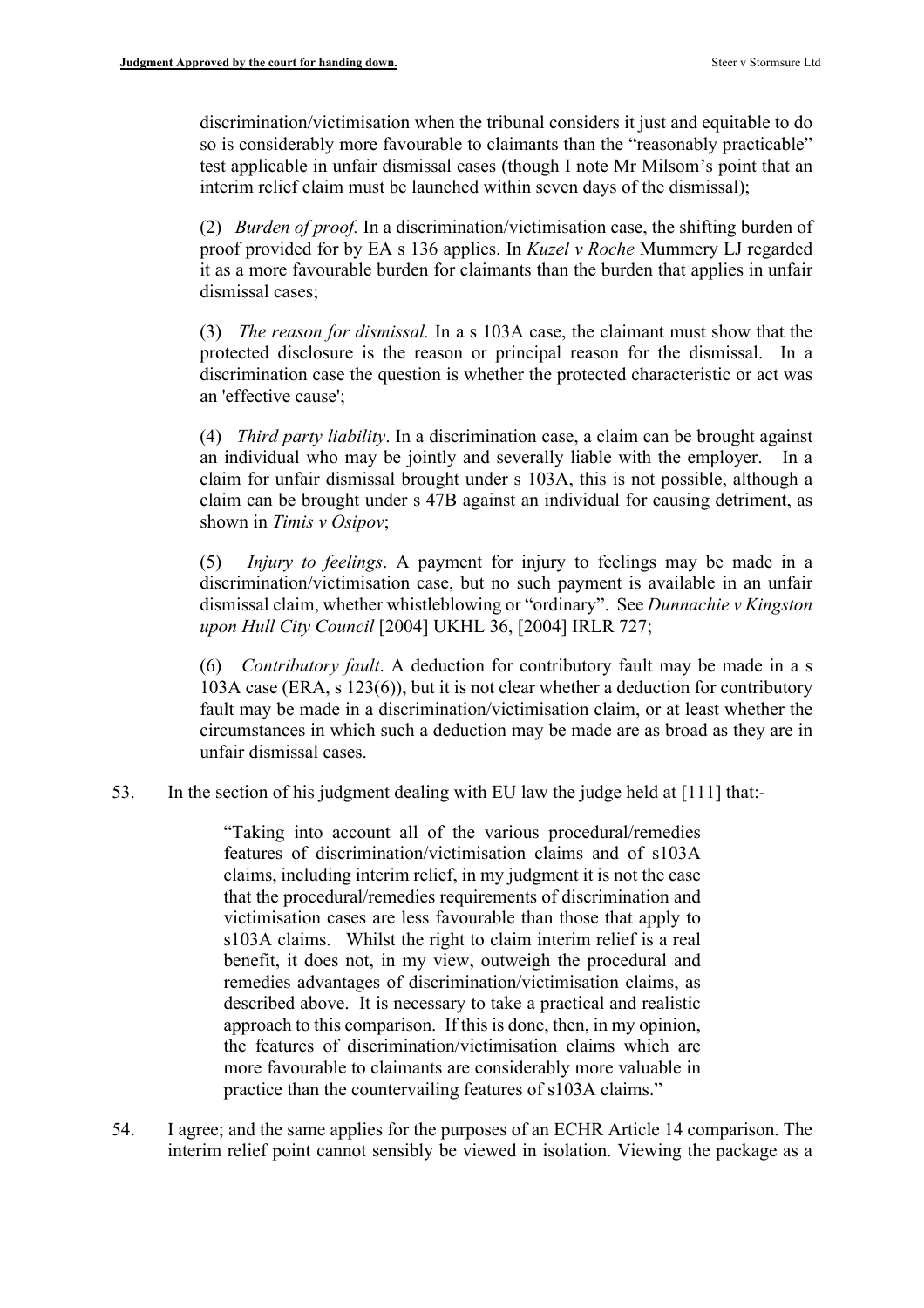discrimination/victimisation when the tribunal considers it just and equitable to do so is considerably more favourable to claimants than the "reasonably practicable" test applicable in unfair dismissal cases (though I note Mr Milsom's point that an interim relief claim must be launched within seven days of the dismissal);

(2) *Burden of proof.* In a discrimination/victimisation case, the shifting burden of proof provided for by EA s 136 applies. In *Kuzel v Roche* Mummery LJ regarded it as a more favourable burden for claimants than the burden that applies in unfair dismissal cases;

(3) *The reason for dismissal.* In a s 103A case, the claimant must show that the protected disclosure is the reason or principal reason for the dismissal. In a discrimination case the question is whether the protected characteristic or act was an 'effective cause';

(4) *Third party liability*. In a discrimination case, a claim can be brought against an individual who may be jointly and severally liable with the employer. In a claim for unfair dismissal brought under s 103A, this is not possible, although a claim can be brought under s 47B against an individual for causing detriment, as shown in *Timis v Osipov*;

(5) *Injury to feelings*. A payment for injury to feelings may be made in a discrimination/victimisation case, but no such payment is available in an unfair dismissal claim, whether whistleblowing or "ordinary". See *Dunnachie v Kingston upon Hull City Council* [2004] UKHL 36, [2004] IRLR 727;

(6) *Contributory fault*. A deduction for contributory fault may be made in a s 103A case (ERA, s 123(6)), but it is not clear whether a deduction for contributory fault may be made in a discrimination/victimisation claim, or at least whether the circumstances in which such a deduction may be made are as broad as they are in unfair dismissal cases.

53. In the section of his judgment dealing with EU law the judge held at [111] that:-

> "Taking into account all of the various procedural/remedies features of discrimination/victimisation claims and of s103A claims, including interim relief, in my judgment it is not the case that the procedural/remedies requirements of discrimination and victimisation cases are less favourable than those that apply to s103A claims. Whilst the right to claim interim relief is a real benefit, it does not, in my view, outweigh the procedural and remedies advantages of discrimination/victimisation claims, as described above. It is necessary to take a practical and realistic approach to this comparison. If this is done, then, in my opinion, the features of discrimination/victimisation claims which are more favourable to claimants are considerably more valuable in practice than the countervailing features of s103A claims."

54. I agree; and the same applies for the purposes of an ECHR Article 14 comparison. The interim relief point cannot sensibly be viewed in isolation. Viewing the package as a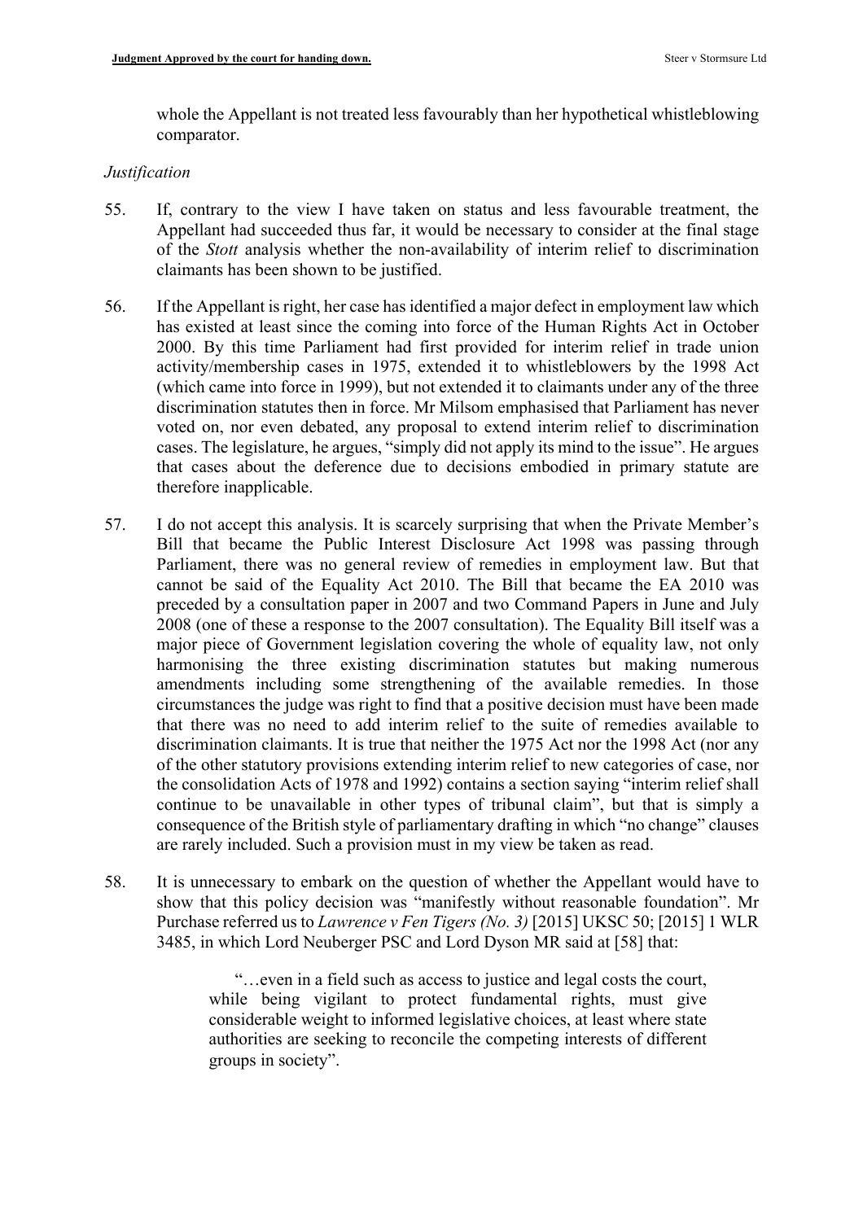whole the Appellant is not treated less favourably than her hypothetical whistleblowing comparator.

*Justification*

55. If, contrary to the view I have taken on status and less favourable treatment, the Appellant had succeeded thus far, it would be necessary to consider at the final stage of the *Stott* analysis whether the non-availability of interim relief to discrimination claimants has been shown to be justified.

56. If the Appellant is right, her case has identified a major defect in employment law which has existed at least since the coming into force of the Human Rights Act in October 2000. By this time Parliament had first provided for interim relief in trade union activity/membership cases in 1975, extended it to whistleblowers by the 1998 Act (which came into force in 1999), but not extended it to claimants under any of the three discrimination statutes then in force. Mr Milsom emphasised that Parliament has never voted on, nor even debated, any proposal to extend interim relief to discrimination cases. The legislature, he argues, "simply did not apply its mind to the issue". He argues that cases about the deference due to decisions embodied in primary statute are therefore inapplicable.

57. I do not accept this analysis. It is scarcely surprising that when the Private Member's Bill that became the Public Interest Disclosure Act 1998 was passing through Parliament, there was no general review of remedies in employment law. But that cannot be said of the Equality Act 2010. The Bill that became the EA 2010 was preceded by a consultation paper in 2007 and two Command Papers in June and July 2008 (one of these a response to the 2007 consultation). The Equality Bill itself was a major piece of Government legislation covering the whole of equality law, not only harmonising the three existing discrimination statutes but making numerous amendments including some strengthening of the available remedies. In those circumstances the judge was right to find that a positive decision must have been made that there was no need to add interim relief to the suite of remedies available to discrimination claimants. It is true that neither the 1975 Act nor the 1998 Act (nor any of the other statutory provisions extending interim relief to new categories of case, nor the consolidation Acts of 1978 and 1992) contains a section saying "interim relief shall continue to be unavailable in other types of tribunal claim", but that is simply a consequence of the British style of parliamentary drafting in which "no change" clauses are rarely included. Such a provision must in my view be taken as read.

58. It is unnecessary to embark on the question of whether the Appellant would have to show that this policy decision was "manifestly without reasonable foundation". Mr Purchase referred us to *Lawrence v Fen Tigers (No. 3)* [2015] UKSC 50; [2015] 1 WLR 3485, in which Lord Neuberger PSC and Lord Dyson MR said at [58] that:

> "…even in a field such as access to justice and legal costs the court, while being vigilant to protect fundamental rights, must give considerable weight to informed legislative choices, at least where state authorities are seeking to reconcile the competing interests of different groups in society".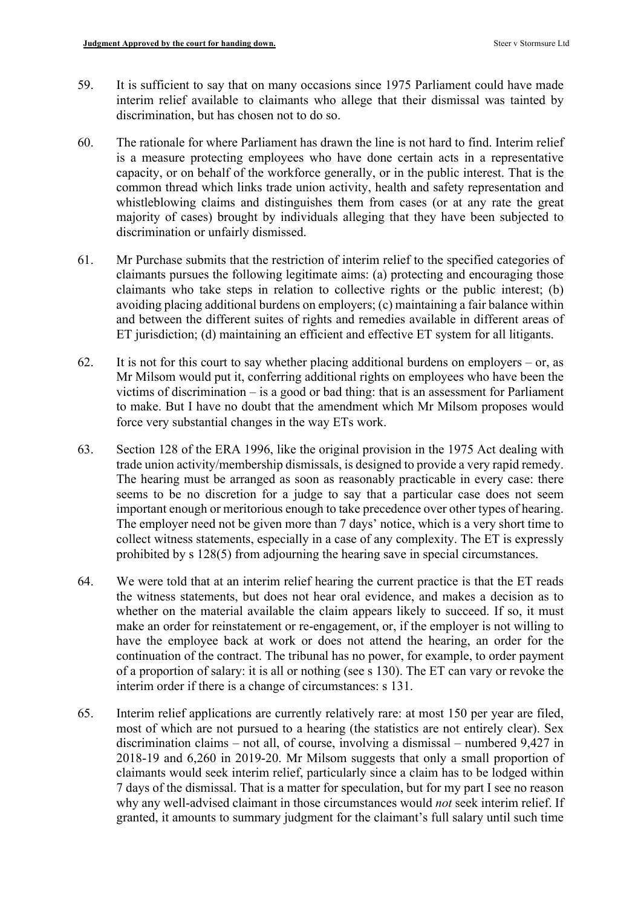59. It is sufficient to say that on many occasions since 1975 Parliament could have made interim relief available to claimants who allege that their dismissal was tainted by discrimination, but has chosen not to do so.

60. The rationale for where Parliament has drawn the line is not hard to find. Interim relief is a measure protecting employees who have done certain acts in a representative capacity, or on behalf of the workforce generally, or in the public interest. That is the common thread which links trade union activity, health and safety representation and whistleblowing claims and distinguishes them from cases (or at any rate the great majority of cases) brought by individuals alleging that they have been subjected to discrimination or unfairly dismissed.

61. Mr Purchase submits that the restriction of interim relief to the specified categories of claimants pursues the following legitimate aims: (a) protecting and encouraging those claimants who take steps in relation to collective rights or the public interest; (b) avoiding placing additional burdens on employers; (c) maintaining a fair balance within and between the different suites of rights and remedies available in different areas of ET jurisdiction; (d) maintaining an efficient and effective ET system for all litigants.

62. It is not for this court to say whether placing additional burdens on employers – or, as Mr Milsom would put it, conferring additional rights on employees who have been the victims of discrimination – is a good or bad thing: that is an assessment for Parliament to make. But I have no doubt that the amendment which Mr Milsom proposes would force very substantial changes in the way ETs work.

63. Section 128 of the ERA 1996, like the original provision in the 1975 Act dealing with trade union activity/membership dismissals, is designed to provide a very rapid remedy. The hearing must be arranged as soon as reasonably practicable in every case: there seems to be no discretion for a judge to say that a particular case does not seem important enough or meritorious enough to take precedence over other types of hearing. The employer need not be given more than 7 days' notice, which is a very short time to collect witness statements, especially in a case of any complexity. The ET is expressly prohibited by s 128(5) from adjourning the hearing save in special circumstances.

64. We were told that at an interim relief hearing the current practice is that the ET reads the witness statements, but does not hear oral evidence, and makes a decision as to whether on the material available the claim appears likely to succeed. If so, it must make an order for reinstatement or re-engagement, or, if the employer is not willing to have the employee back at work or does not attend the hearing, an order for the continuation of the contract. The tribunal has no power, for example, to order payment of a proportion of salary: it is all or nothing (see s 130). The ET can vary or revoke the interim order if there is a change of circumstances: s 131.

65. Interim relief applications are currently relatively rare: at most 150 per year are filed, most of which are not pursued to a hearing (the statistics are not entirely clear). Sex discrimination claims – not all, of course, involving a dismissal – numbered 9,427 in 2018-19 and 6,260 in 2019-20. Mr Milsom suggests that only a small proportion of claimants would seek interim relief, particularly since a claim has to be lodged within 7 days of the dismissal. That is a matter for speculation, but for my part I see no reason why any well-advised claimant in those circumstances would *not* seek interim relief. If granted, it amounts to summary judgment for the claimant's full salary until such time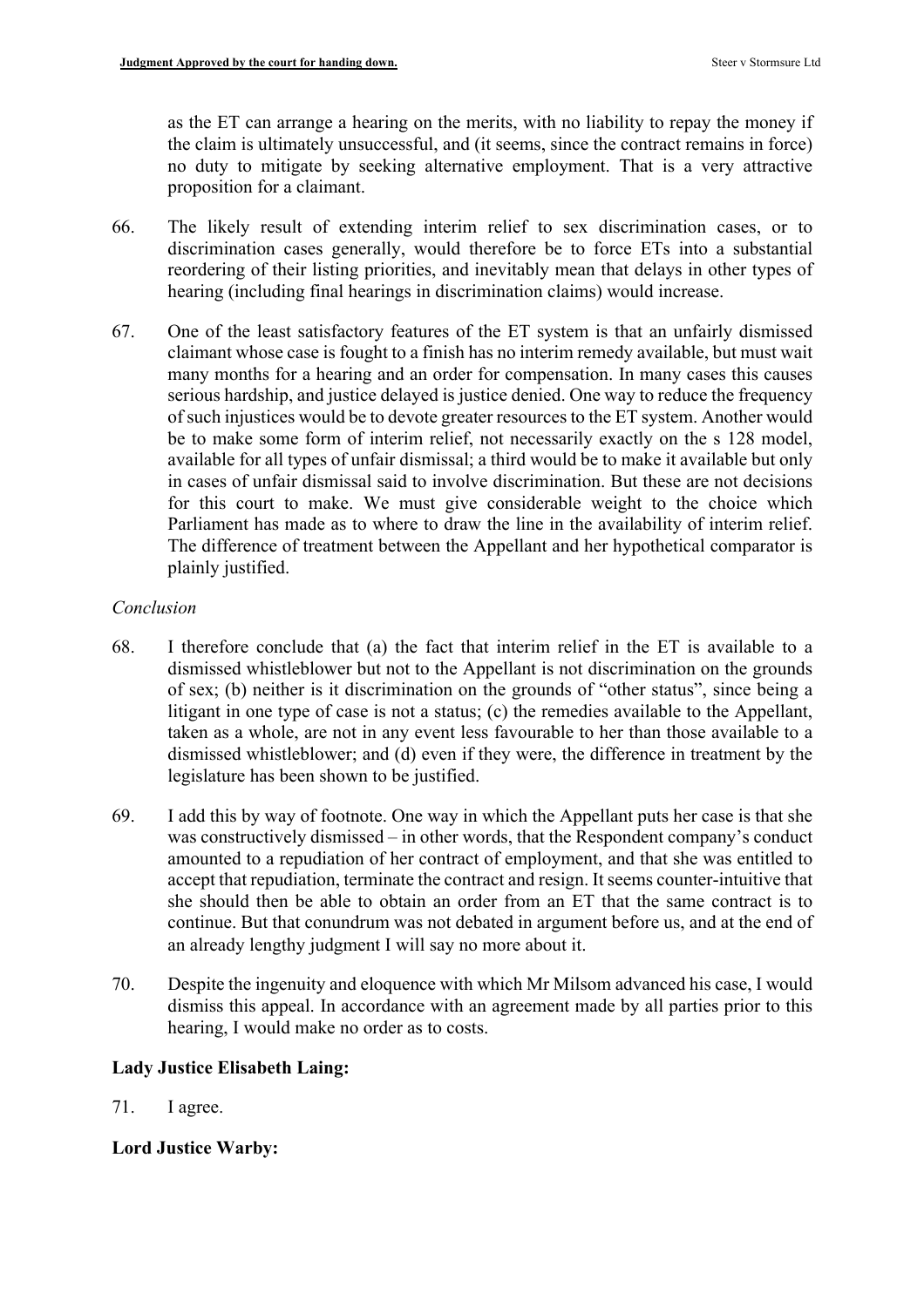as the ET can arrange a hearing on the merits, with no liability to repay the money if the claim is ultimately unsuccessful, and (it seems, since the contract remains in force) no duty to mitigate by seeking alternative employment. That is a very attractive proposition for a claimant.

66. The likely result of extending interim relief to sex discrimination cases, or to discrimination cases generally, would therefore be to force ETs into a substantial reordering of their listing priorities, and inevitably mean that delays in other types of hearing (including final hearings in discrimination claims) would increase.

67. One of the least satisfactory features of the ET system is that an unfairly dismissed claimant whose case is fought to a finish has no interim remedy available, but must wait many months for a hearing and an order for compensation. In many cases this causes serious hardship, and justice delayed is justice denied. One way to reduce the frequency of such injustices would be to devote greater resources to the ET system. Another would be to make some form of interim relief, not necessarily exactly on the s 128 model, available for all types of unfair dismissal; a third would be to make it available but only in cases of unfair dismissal said to involve discrimination. But these are not decisions for this court to make. We must give considerable weight to the choice which Parliament has made as to where to draw the line in the availability of interim relief. The difference of treatment between the Appellant and her hypothetical comparator is plainly justified.

*Conclusion*

68. I therefore conclude that (a) the fact that interim relief in the ET is available to a dismissed whistleblower but not to the Appellant is not discrimination on the grounds of sex; (b) neither is it discrimination on the grounds of "other status", since being a litigant in one type of case is not a status; (c) the remedies available to the Appellant, taken as a whole, are not in any event less favourable to her than those available to a dismissed whistleblower; and (d) even if they were, the difference in treatment by the legislature has been shown to be justified.

69. I add this by way of footnote. One way in which the Appellant puts her case is that she was constructively dismissed – in other words, that the Respondent company's conduct amounted to a repudiation of her contract of employment, and that she was entitled to accept that repudiation, terminate the contract and resign. It seems counter-intuitive that she should then be able to obtain an order from an ET that the same contract is to continue. But that conundrum was not debated in argument before us, and at the end of an already lengthy judgment I will say no more about it.

70. Despite the ingenuity and eloquence with which Mr Milsom advanced his case, I would dismiss this appeal. In accordance with an agreement made by all parties prior to this hearing, I would make no order as to costs.

**Lady Justice Elisabeth Laing:**

71. I agree.

**Lord Justice Warby:**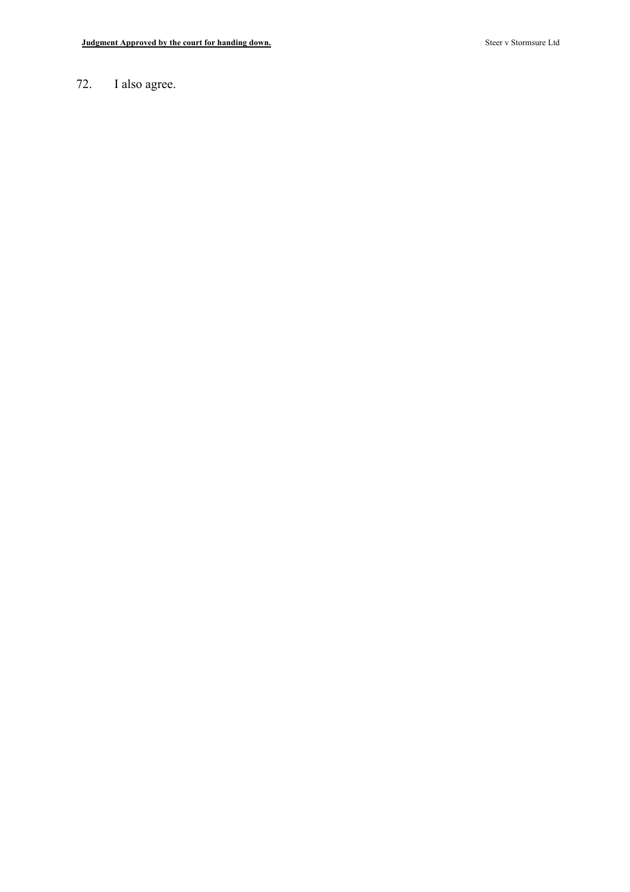72. I also agree.